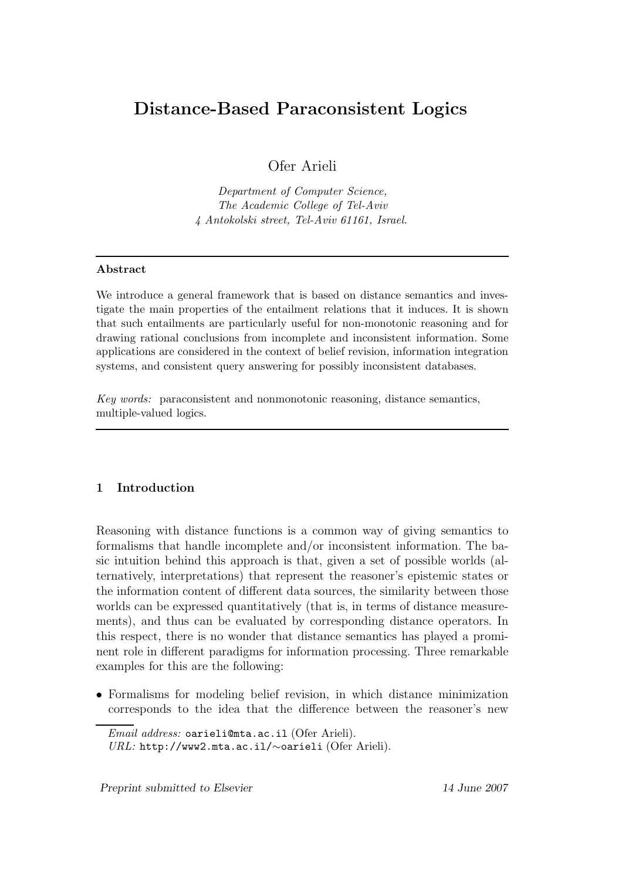# Distance-Based Paraconsistent Logics

Ofer Arieli

*Department of Computer Science,*
*The Academic College of Tel-Aviv*
*4 Antokolski street, Tel-Aviv 61161, Israel.*

---

**Abstract**

We introduce a general framework that is based on distance semantics and investigate the main properties of the entailment relations that it induces. It is shown that such entailments are particularly useful for non-monotonic reasoning and for drawing rational conclusions from incomplete and inconsistent information. Some applications are considered in the context of belief revision, information integration systems, and consistent query answering for possibly inconsistent databases.

*Key words:* paraconsistent and nonmonotonic reasoning, distance semantics, multiple-valued logics.

---

## 1 Introduction

Reasoning with distance functions is a common way of giving semantics to formalisms that handle incomplete and/or inconsistent information. The basic intuition behind this approach is that, given a set of possible worlds (alternatively, interpretations) that represent the reasoner's epistemic states or the information content of different data sources, the similarity between those worlds can be expressed quantitatively (that is, in terms of distance measurements), and thus can be evaluated by corresponding distance operators. In this respect, there is no wonder that distance semantics has played a prominent role in different paradigms for information processing. Three remarkable examples for this are the following:

- Formalisms for modeling belief revision, in which distance minimization corresponds to the idea that the difference between the reasoner's new

*Email address:* oarieli@mta.ac.il (Ofer Arieli).
*URL:* http://www2.mta.ac.il/∼oarieli (Ofer Arieli).

*Preprint submitted to Elsevier* 14 June 2007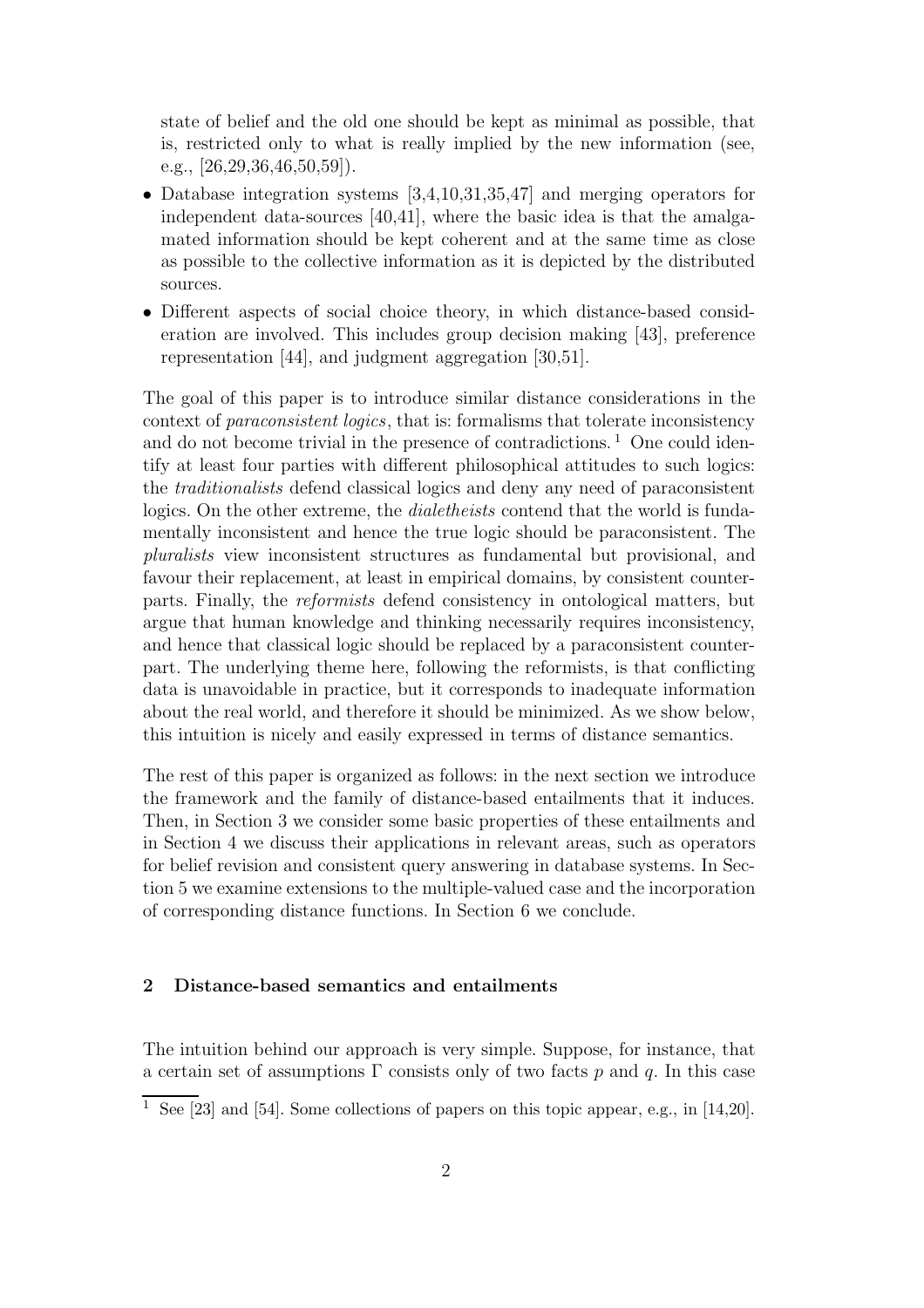state of belief and the old one should be kept as minimal as possible, that is, restricted only to what is really implied by the new information (see, e.g., [26,29,36,46,50,59]).

- Database integration systems [3,4,10,31,35,47] and merging operators for independent data-sources [40,41], where the basic idea is that the amalgamated information should be kept coherent and at the same time as close as possible to the collective information as it is depicted by the distributed sources.
- Different aspects of social choice theory, in which distance-based consideration are involved. This includes group decision making [43], preference representation [44], and judgment aggregation [30,51].

The goal of this paper is to introduce similar distance considerations in the context of *paraconsistent logics*, that is: formalisms that tolerate inconsistency and do not become trivial in the presence of contradictions. [1] One could identify at least four parties with different philosophical attitudes to such logics: the *traditionalists* defend classical logics and deny any need of paraconsistent logics. On the other extreme, the *dialetheists* contend that the world is fundamentally inconsistent and hence the true logic should be paraconsistent. The *pluralists* view inconsistent structures as fundamental but provisional, and favour their replacement, at least in empirical domains, by consistent counterparts. Finally, the *reformists* defend consistency in ontological matters, but argue that human knowledge and thinking necessarily requires inconsistency, and hence that classical logic should be replaced by a paraconsistent counterpart. The underlying theme here, following the reformists, is that conflicting data is unavoidable in practice, but it corresponds to inadequate information about the real world, and therefore it should be minimized. As we show below, this intuition is nicely and easily expressed in terms of distance semantics.

The rest of this paper is organized as follows: in the next section we introduce the framework and the family of distance-based entailments that it induces. Then, in Section 3 we consider some basic properties of these entailments and in Section 4 we discuss their applications in relevant areas, such as operators for belief revision and consistent query answering in database systems. In Section 5 we examine extensions to the multiple-valued case and the incorporation of corresponding distance functions. In Section 6 we conclude.

## 2 Distance-based semantics and entailments

The intuition behind our approach is very simple. Suppose, for instance, that a certain set of assumptions $\Gamma$ consists only of two facts $p$ and $q$. In this case

[1] See [23] and [54]. Some collections of papers on this topic appear, e.g., in [14,20].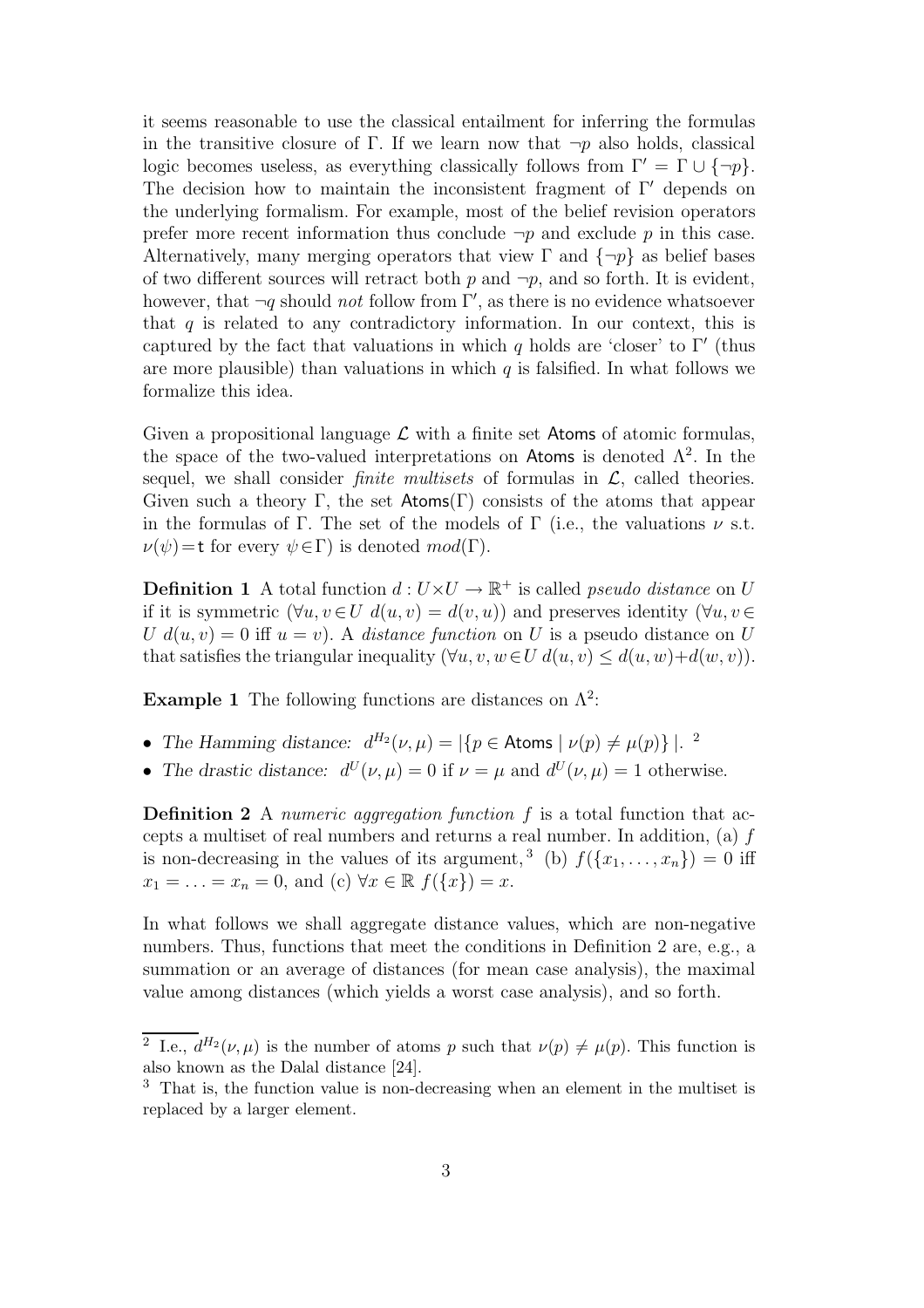it seems reasonable to use the classical entailment for inferring the formulas in the transitive closure of $\Gamma$. If we learn now that $\neg p$ also holds, classical logic becomes useless, as everything classically follows from $\Gamma' = \Gamma \cup \{\neg p\}$. The decision how to maintain the inconsistent fragment of $\Gamma'$ depends on the underlying formalism. For example, most of the belief revision operators prefer more recent information thus conclude $\neg p$ and exclude $p$ in this case. Alternatively, many merging operators that view $\Gamma$ and $\{\neg p\}$ as belief bases of two different sources will retract both $p$ and $\neg p$, and so forth. It is evident, however, that $\neg q$ should *not* follow from $\Gamma'$, as there is no evidence whatsoever that $q$ is related to any contradictory information. In our context, this is captured by the fact that valuations in which $q$ holds are 'closer' to $\Gamma'$ (thus are more plausible) than valuations in which $q$ is falsified. In what follows we formalize this idea.

Given a propositional language $\mathcal{L}$ with a finite set $\mathsf{Atoms}$ of atomic formulas, the space of the two-valued interpretations on $\mathsf{Atoms}$ is denoted $\Lambda^2$. In the sequel, we shall consider *finite multisets* of formulas in $\mathcal{L}$, called theories. Given such a theory $\Gamma$, the set $\mathsf{Atoms}(\Gamma)$ consists of the atoms that appear in the formulas of $\Gamma$. The set of the models of $\Gamma$ (i.e., the valuations $\nu$ s.t. $\nu(\psi)=\mathsf{t}$ for every $\psi \in \Gamma$) is denoted $mod(\Gamma)$.

**Definition 1** A total function $d : U \times U \to \mathbb{R}^+$ is called *pseudo distance* on $U$ if it is symmetric ($\forall u, v \in U\ d(u, v) = d(v, u)$) and preserves identity ($\forall u, v \in U\ d(u, v) = 0$ iff $u = v$). A *distance function* on $U$ is a pseudo distance on $U$ that satisfies the triangular inequality ($\forall u, v, w \in U\ d(u, v) \leq d(u, w) + d(w, v)$).

**Example 1** The following functions are distances on $\Lambda^2$:

- *The Hamming distance:* $d^{H_2}(\nu, \mu) = |\{p \in \mathsf{Atoms} \mid \nu(p) \neq \mu(p)\}|$. [2]
- *The drastic distance:* $d^U(\nu, \mu) = 0$ if $\nu = \mu$ and $d^U(\nu, \mu) = 1$ otherwise.

**Definition 2** A *numeric aggregation function* $f$ is a total function that accepts a multiset of real numbers and returns a real number. In addition, (a) $f$ is non-decreasing in the values of its argument, [3] (b) $f(\{x_1, \ldots, x_n\}) = 0$ iff $x_1 = \ldots = x_n = 0$, and (c) $\forall x \in \mathbb{R}\ f(\{x\}) = x$.

In what follows we shall aggregate distance values, which are non-negative numbers. Thus, functions that meet the conditions in Definition 2 are, e.g., a summation or an average of distances (for mean case analysis), the maximal value among distances (which yields a worst case analysis), and so forth.

---

[2] I.e., $d^{H_2}(\nu, \mu)$ is the number of atoms $p$ such that $\nu(p) \neq \mu(p)$. This function is also known as the Dalal distance [24].

[3] That is, the function value is non-decreasing when an element in the multiset is replaced by a larger element.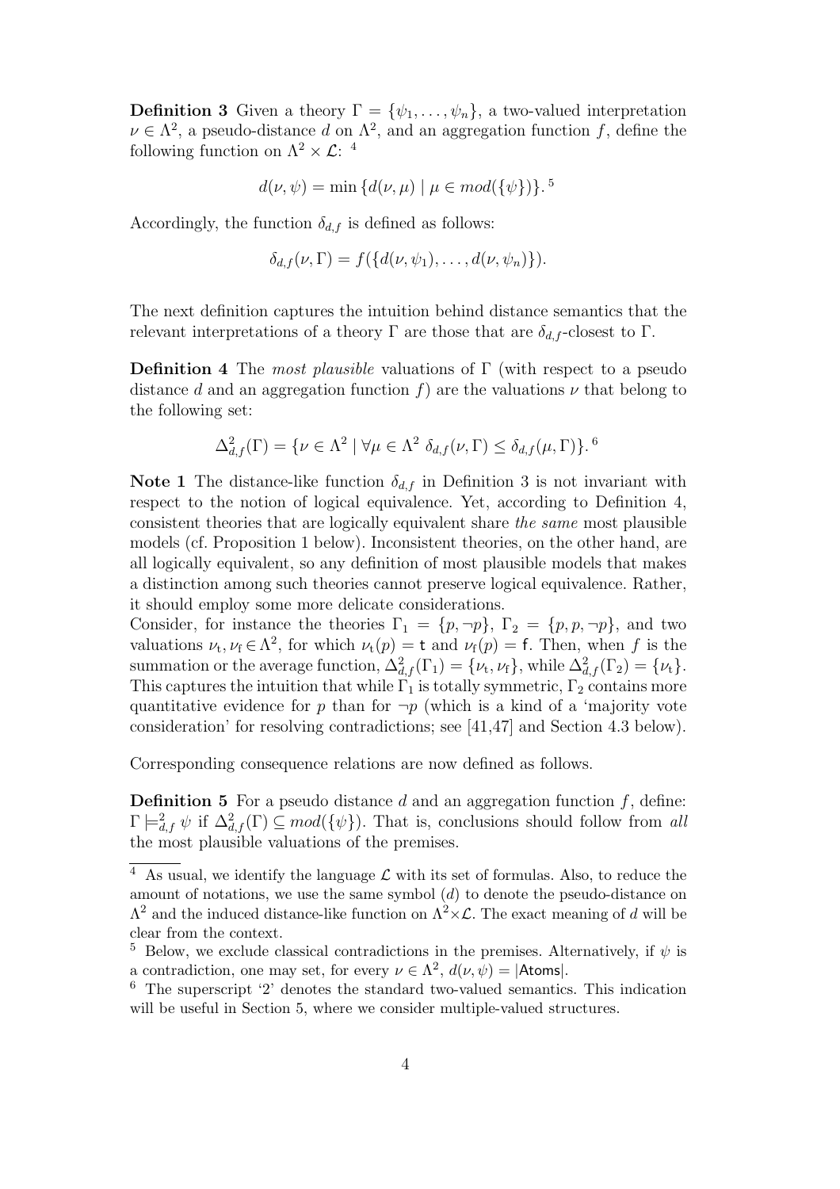**Definition 3** Given a theory $\Gamma = \{\psi_1, \ldots, \psi_n\}$, a two-valued interpretation $\nu \in \Lambda^2$, a pseudo-distance $d$ on $\Lambda^2$, and an aggregation function $f$, define the following function on $\Lambda^2 \times \mathcal{L}$: [4]

$$d(\nu, \psi) = \min\{d(\nu, \mu) \mid \mu \in mod(\{\psi\})\}.$$ [5]

Accordingly, the function $\delta_{d,f}$ is defined as follows:

$$\delta_{d,f}(\nu, \Gamma) = f(\{d(\nu, \psi_1), \ldots, d(\nu, \psi_n)\}).$$

The next definition captures the intuition behind distance semantics that the relevant interpretations of a theory $\Gamma$ are those that are $\delta_{d,f}$-closest to $\Gamma$.

**Definition 4** The *most plausible* valuations of $\Gamma$ (with respect to a pseudo distance $d$ and an aggregation function $f$) are the valuations $\nu$ that belong to the following set:

$$\Delta^2_{d,f}(\Gamma) = \{\nu \in \Lambda^2 \mid \forall \mu \in \Lambda^2 \ \delta_{d,f}(\nu, \Gamma) \leq \delta_{d,f}(\mu, \Gamma)\}.$$ [6]

**Note 1** The distance-like function $\delta_{d,f}$ in Definition 3 is not invariant with respect to the notion of logical equivalence. Yet, according to Definition 4, consistent theories that are logically equivalent share *the same* most plausible models (cf. Proposition 1 below). Inconsistent theories, on the other hand, are all logically equivalent, so any definition of most plausible models that makes a distinction among such theories cannot preserve logical equivalence. Rather, it should employ some more delicate considerations.

Consider, for instance the theories $\Gamma_1 = \{p, \neg p\}$, $\Gamma_2 = \{p, p, \neg p\}$, and two valuations $\nu_t, \nu_f \in \Lambda^2$, for which $\nu_t(p) = \mathsf{t}$ and $\nu_f(p) = \mathsf{f}$. Then, when $f$ is the summation or the average function, $\Delta^2_{d,f}(\Gamma_1) = \{\nu_t, \nu_f\}$, while $\Delta^2_{d,f}(\Gamma_2) = \{\nu_t\}$. This captures the intuition that while $\Gamma_1$ is totally symmetric, $\Gamma_2$ contains more quantitative evidence for $p$ than for $\neg p$ (which is a kind of a 'majority vote consideration' for resolving contradictions; see [41,47] and Section 4.3 below).

Corresponding consequence relations are now defined as follows.

**Definition 5** For a pseudo distance $d$ and an aggregation function $f$, define: $\Gamma \models^2_{d,f} \psi$ if $\Delta^2_{d,f}(\Gamma) \subseteq mod(\{\psi\})$. That is, conclusions should follow from *all* the most plausible valuations of the premises.

---

[4] As usual, we identify the language $\mathcal{L}$ with its set of formulas. Also, to reduce the amount of notations, we use the same symbol ($d$) to denote the pseudo-distance on $\Lambda^2$ and the induced distance-like function on $\Lambda^2 \times \mathcal{L}$. The exact meaning of $d$ will be clear from the context.

[5] Below, we exclude classical contradictions in the premises. Alternatively, if $\psi$ is a contradiction, one may set, for every $\nu \in \Lambda^2$, $d(\nu, \psi) = |\mathsf{Atoms}|$.

[6] The superscript '2' denotes the standard two-valued semantics. This indication will be useful in Section 5, where we consider multiple-valued structures.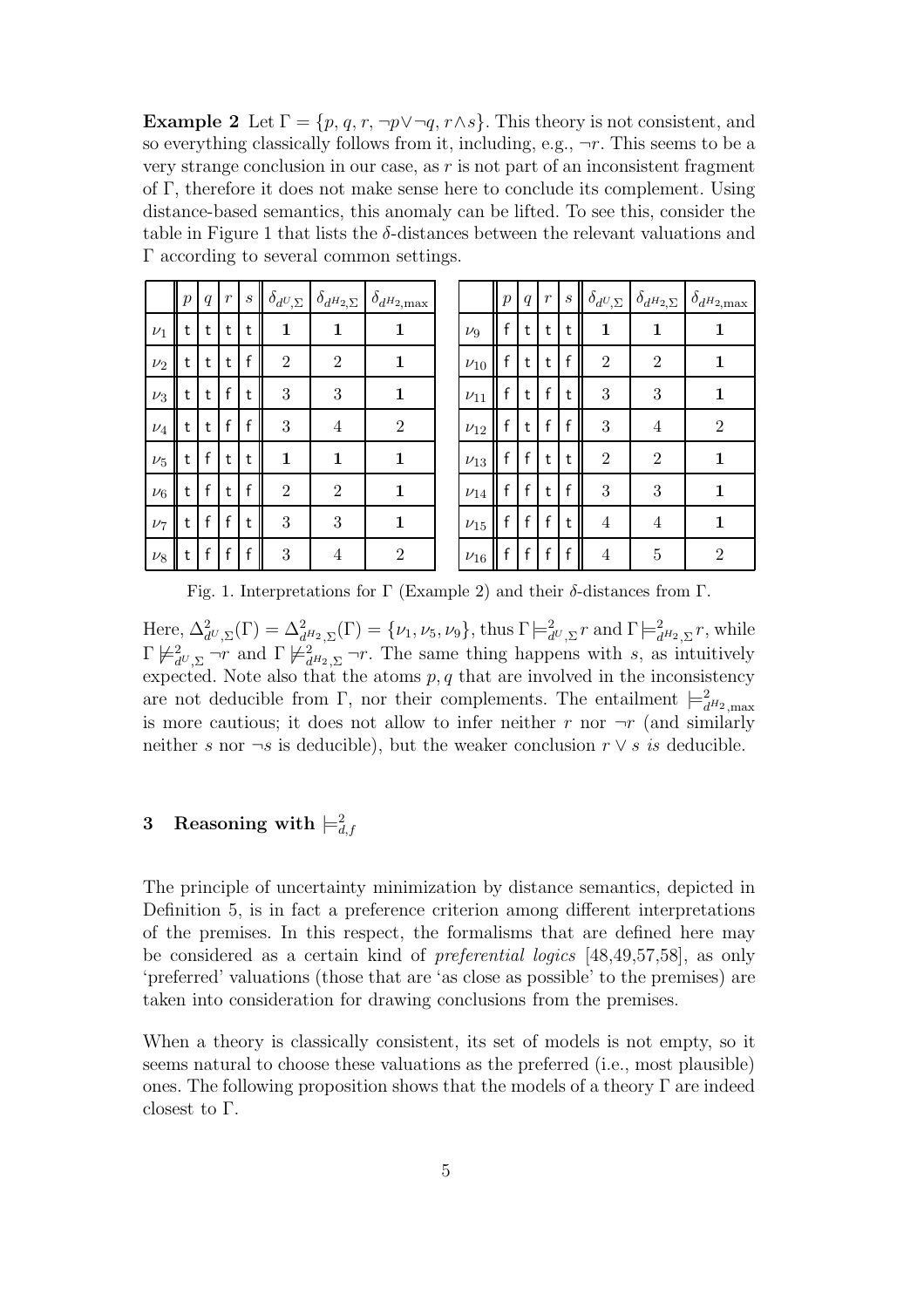**Example 2** Let $\Gamma = \{p, q, r, \neg p \vee \neg q, r \wedge s\}$. This theory is not consistent, and so everything classically follows from it, including, e.g., $\neg r$. This seems to be a very strange conclusion in our case, as $r$ is not part of an inconsistent fragment of $\Gamma$, therefore it does not make sense here to conclude its complement. Using distance-based semantics, this anomaly can be lifted. To see this, consider the table in Figure 1 that lists the $\delta$-distances between the relevant valuations and $\Gamma$ according to several common settings.

|  | $p$ | $q$ | $r$ | $s$ | $\delta_{d^U,\Sigma}$ | $\delta_{d^{H_2},\Sigma}$ | $\delta_{d^{H_2},\max}$ |  | $p$ | $q$ | $r$ | $s$ | $\delta_{d^U,\Sigma}$ | $\delta_{d^{H_2},\Sigma}$ | $\delta_{d^{H_2},\max}$ |
|---|---|---|---|---|---|---|---|---|---|---|---|---|---|---|---|
| $\nu_1$ | t | t | t | t | **1** | **1** | **1** | $\nu_9$ | f | t | t | t | **1** | **1** | **1** |
| $\nu_2$ | t | t | t | f | 2 | 2 | **1** | $\nu_{10}$ | f | t | t | f | 2 | 2 | **1** |
| $\nu_3$ | t | t | f | t | 3 | 3 | **1** | $\nu_{11}$ | f | t | f | t | 3 | 3 | **1** |
| $\nu_4$ | t | t | f | f | 3 | 4 | 2 | $\nu_{12}$ | f | t | f | f | 3 | 4 | 2 |
| $\nu_5$ | t | f | t | t | **1** | **1** | **1** | $\nu_{13}$ | f | f | t | t | 2 | 2 | **1** |
| $\nu_6$ | t | f | t | f | 2 | 2 | **1** | $\nu_{14}$ | f | f | t | f | 3 | 3 | **1** |
| $\nu_7$ | t | f | f | t | 3 | 3 | **1** | $\nu_{15}$ | f | f | f | t | 4 | 4 | **1** |
| $\nu_8$ | t | f | f | f | 3 | 4 | 2 | $\nu_{16}$ | f | f | f | f | 4 | 5 | 2 |

Fig. 1. Interpretations for $\Gamma$ (Example 2) and their $\delta$-distances from $\Gamma$.

Here, $\Delta^2_{d^U,\Sigma}(\Gamma) = \Delta^2_{d^{H_2},\Sigma}(\Gamma) = \{\nu_1, \nu_5, \nu_9\}$, thus $\Gamma \models^2_{d^U,\Sigma} r$ and $\Gamma \models^2_{d^{H_2},\Sigma} r$, while $\Gamma \not\models^2_{d^U,\Sigma} \neg r$ and $\Gamma \not\models^2_{d^{H_2},\Sigma} \neg r$. The same thing happens with $s$, as intuitively expected. Note also that the atoms $p, q$ that are involved in the inconsistency are not deducible from $\Gamma$, nor their complements. The entailment $\models^2_{d^{H_2},\max}$ is more cautious; it does not allow to infer neither $r$ nor $\neg r$ (and similarly neither $s$ nor $\neg s$ is deducible), but the weaker conclusion $r \vee s$ *is* deducible.

## 3 Reasoning with $\models^2_{d,f}$

The principle of uncertainty minimization by distance semantics, depicted in Definition 5, is in fact a preference criterion among different interpretations of the premises. In this respect, the formalisms that are defined here may be considered as a certain kind of *preferential logics* [48,49,57,58], as only 'preferred' valuations (those that are 'as close as possible' to the premises) are taken into consideration for drawing conclusions from the premises.

When a theory is classically consistent, its set of models is not empty, so it seems natural to choose these valuations as the preferred (i.e., most plausible) ones. The following proposition shows that the models of a theory $\Gamma$ are indeed closest to $\Gamma$.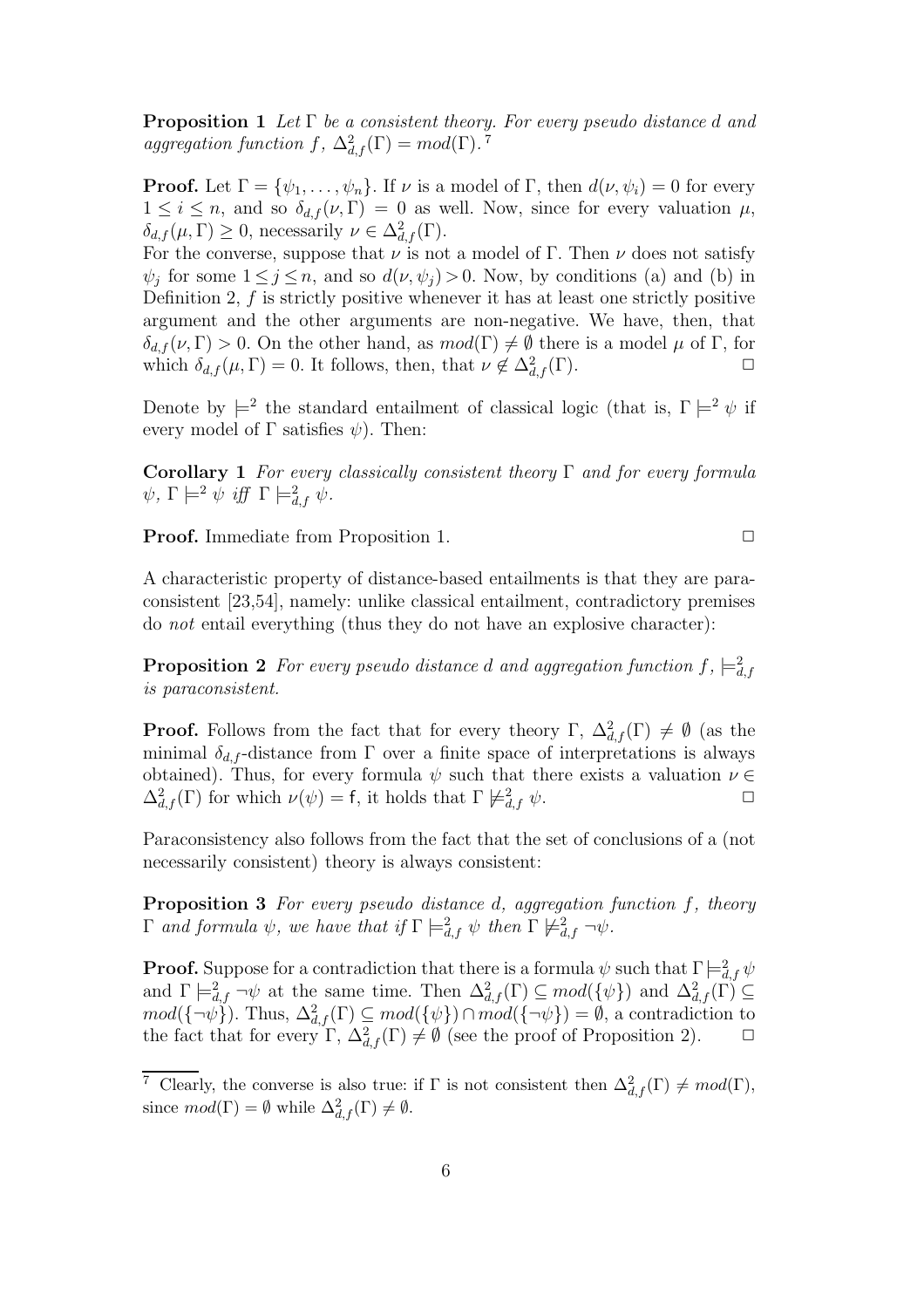**Proposition 1** *Let* $\Gamma$ *be a consistent theory. For every pseudo distance* $d$ *and aggregation function* $f$*,* $\Delta^2_{d,f}(\Gamma) = mod(\Gamma)$*.* [7]

**Proof.** Let $\Gamma = \{\psi_1, \ldots, \psi_n\}$. If $\nu$ is a model of $\Gamma$, then $d(\nu, \psi_i) = 0$ for every $1 \leq i \leq n$, and so $\delta_{d,f}(\nu, \Gamma) = 0$ as well. Now, since for every valuation $\mu$, $\delta_{d,f}(\mu, \Gamma) \geq 0$, necessarily $\nu \in \Delta^2_{d,f}(\Gamma)$.
For the converse, suppose that $\nu$ is not a model of $\Gamma$. Then $\nu$ does not satisfy $\psi_j$ for some $1 \leq j \leq n$, and so $d(\nu, \psi_j) > 0$. Now, by conditions (a) and (b) in Definition 2, $f$ is strictly positive whenever it has at least one strictly positive argument and the other arguments are non-negative. We have, then, that $\delta_{d,f}(\nu, \Gamma) > 0$. On the other hand, as $mod(\Gamma) \neq \emptyset$ there is a model $\mu$ of $\Gamma$, for which $\delta_{d,f}(\mu, \Gamma) = 0$. It follows, then, that $\nu \notin \Delta^2_{d,f}(\Gamma)$. $\Box$

Denote by $\models^2$ the standard entailment of classical logic (that is, $\Gamma \models^2 \psi$ if every model of $\Gamma$ satisfies $\psi$). Then:

**Corollary 1** *For every classically consistent theory* $\Gamma$ *and for every formula* $\psi$*,* $\Gamma \models^2 \psi$ *iff* $\Gamma \models^2_{d,f} \psi$*.*

**Proof.** Immediate from Proposition 1. $\Box$

A characteristic property of distance-based entailments is that they are paraconsistent [23,54], namely: unlike classical entailment, contradictory premises do *not* entail everything (thus they do not have an explosive character):

**Proposition 2** *For every pseudo distance* $d$ *and aggregation function* $f$*,* $\models^2_{d,f}$ *is paraconsistent.*

**Proof.** Follows from the fact that for every theory $\Gamma$, $\Delta^2_{d,f}(\Gamma) \neq \emptyset$ (as the minimal $\delta_{d,f}$-distance from $\Gamma$ over a finite space of interpretations is always obtained). Thus, for every formula $\psi$ such that there exists a valuation $\nu \in \Delta^2_{d,f}(\Gamma)$ for which $\nu(\psi) = \mathsf{f}$, it holds that $\Gamma \not\models^2_{d,f} \psi$. $\Box$

Paraconsistency also follows from the fact that the set of conclusions of a (not necessarily consistent) theory is always consistent:

**Proposition 3** *For every pseudo distance* $d$*, aggregation function* $f$*, theory* $\Gamma$ *and formula* $\psi$*, we have that if* $\Gamma \models^2_{d,f} \psi$ *then* $\Gamma \not\models^2_{d,f} \neg\psi$*.*

**Proof.** Suppose for a contradiction that there is a formula $\psi$ such that $\Gamma \models^2_{d,f} \psi$ and $\Gamma \models^2_{d,f} \neg\psi$ at the same time. Then $\Delta^2_{d,f}(\Gamma) \subseteq mod(\{\psi\})$ and $\Delta^2_{d,f}(\Gamma) \subseteq mod(\{\neg\psi\})$. Thus, $\Delta^2_{d,f}(\Gamma) \subseteq mod(\{\psi\}) \cap mod(\{\neg\psi\}) = \emptyset$, a contradiction to the fact that for every $\Gamma$, $\Delta^2_{d,f}(\Gamma) \neq \emptyset$ (see the proof of Proposition 2). $\Box$

[7] Clearly, the converse is also true: if $\Gamma$ is not consistent then $\Delta^2_{d,f}(\Gamma) \neq mod(\Gamma)$, since $mod(\Gamma) = \emptyset$ while $\Delta^2_{d,f}(\Gamma) \neq \emptyset$.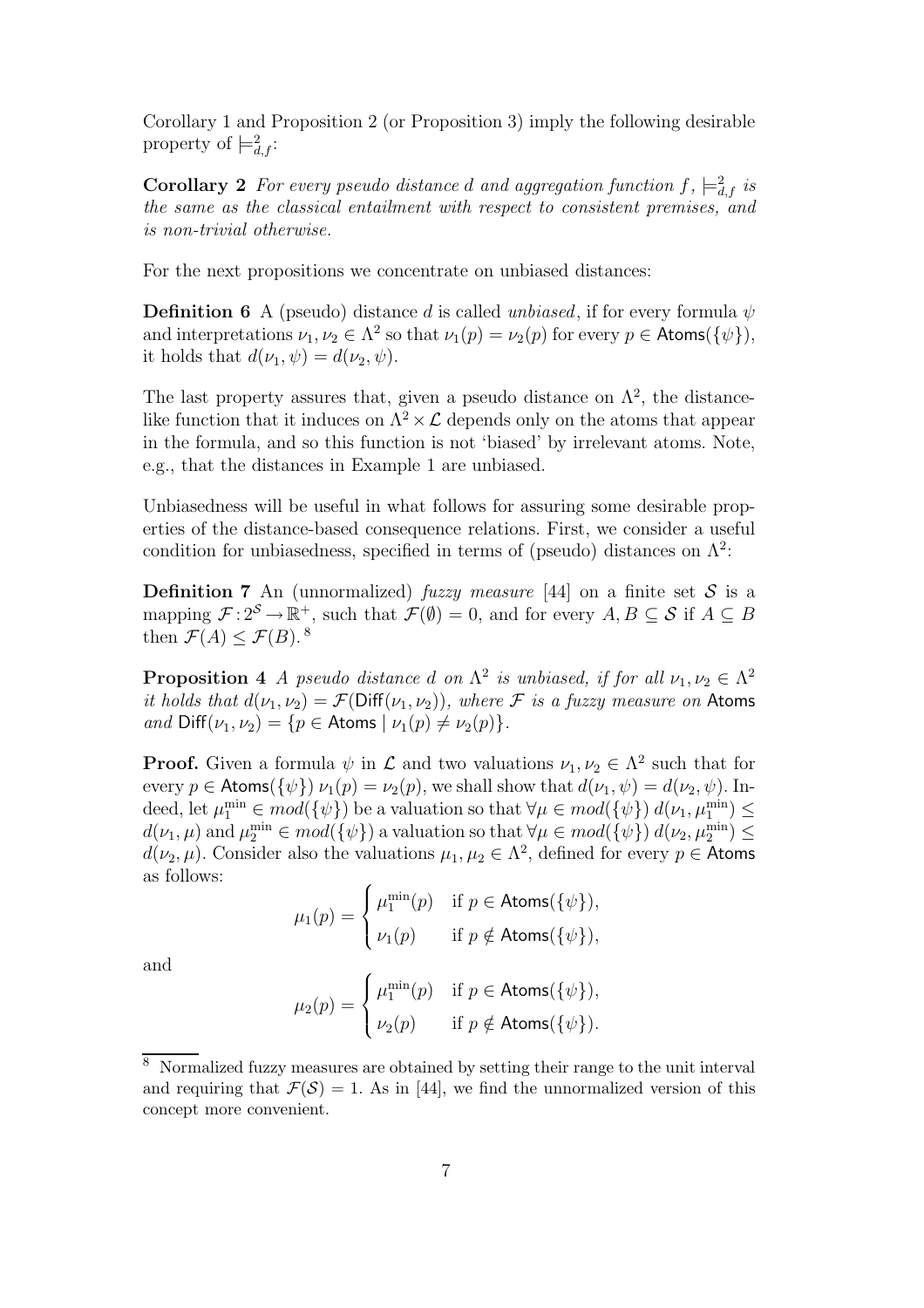Corollary 1 and Proposition 2 (or Proposition 3) imply the following desirable property of $\models^2_{d,f}$:

**Corollary 2** *For every pseudo distance $d$ and aggregation function $f$, $\models^2_{d,f}$ is the same as the classical entailment with respect to consistent premises, and is non-trivial otherwise.*

For the next propositions we concentrate on unbiased distances:

**Definition 6** A (pseudo) distance $d$ is called *unbiased*, if for every formula $\psi$ and interpretations $\nu_1, \nu_2 \in \Lambda^2$ so that $\nu_1(p) = \nu_2(p)$ for every $p \in \mathsf{Atoms}(\{\psi\})$, it holds that $d(\nu_1, \psi) = d(\nu_2, \psi)$.

The last property assures that, given a pseudo distance on $\Lambda^2$, the distance-like function that it induces on $\Lambda^2 \times \mathcal{L}$ depends only on the atoms that appear in the formula, and so this function is not 'biased' by irrelevant atoms. Note, e.g., that the distances in Example 1 are unbiased.

Unbiasedness will be useful in what follows for assuring some desirable properties of the distance-based consequence relations. First, we consider a useful condition for unbiasedness, specified in terms of (pseudo) distances on $\Lambda^2$:

**Definition 7** An (unnormalized) *fuzzy measure* [44] on a finite set $\mathcal{S}$ is a mapping $\mathcal{F}: 2^{\mathcal{S}} \to \mathbb{R}^+$, such that $\mathcal{F}(\emptyset) = 0$, and for every $A, B \subseteq \mathcal{S}$ if $A \subseteq B$ then $\mathcal{F}(A) \leq \mathcal{F}(B)$. [8]

**Proposition 4** *A pseudo distance $d$ on $\Lambda^2$ is unbiased, if for all $\nu_1, \nu_2 \in \Lambda^2$ it holds that $d(\nu_1, \nu_2) = \mathcal{F}(\mathsf{Diff}(\nu_1, \nu_2))$, where $\mathcal{F}$ is a fuzzy measure on* $\mathsf{Atoms}$ *and* $\mathsf{Diff}(\nu_1, \nu_2) = \{p \in \mathsf{Atoms} \mid \nu_1(p) \neq \nu_2(p)\}$.

**Proof.** Given a formula $\psi$ in $\mathcal{L}$ and two valuations $\nu_1, \nu_2 \in \Lambda^2$ such that for every $p \in \mathsf{Atoms}(\{\psi\})$ $\nu_1(p) = \nu_2(p)$, we shall show that $d(\nu_1, \psi) = d(\nu_2, \psi)$. Indeed, let $\mu_1^{\min} \in mod(\{\psi\})$ be a valuation so that $\forall \mu \in mod(\{\psi\})$ $d(\nu_1, \mu_1^{\min}) \leq d(\nu_1, \mu)$ and $\mu_2^{\min} \in mod(\{\psi\})$ a valuation so that $\forall \mu \in mod(\{\psi\})$ $d(\nu_2, \mu_2^{\min}) \leq d(\nu_2, \mu)$. Consider also the valuations $\mu_1, \mu_2 \in \Lambda^2$, defined for every $p \in \mathsf{Atoms}$ as follows:

$$\mu_1(p) = \begin{cases} \mu_1^{\min}(p) & \text{if } p \in \mathsf{Atoms}(\{\psi\}), \\ \nu_1(p) & \text{if } p \notin \mathsf{Atoms}(\{\psi\}), \end{cases}$$

and

$$\mu_2(p) = \begin{cases} \mu_1^{\min}(p) & \text{if } p \in \mathsf{Atoms}(\{\psi\}), \\ \nu_2(p) & \text{if } p \notin \mathsf{Atoms}(\{\psi\}). \end{cases}$$

[8] Normalized fuzzy measures are obtained by setting their range to the unit interval and requiring that $\mathcal{F}(\mathcal{S}) = 1$. As in [44], we find the unnormalized version of this concept more convenient.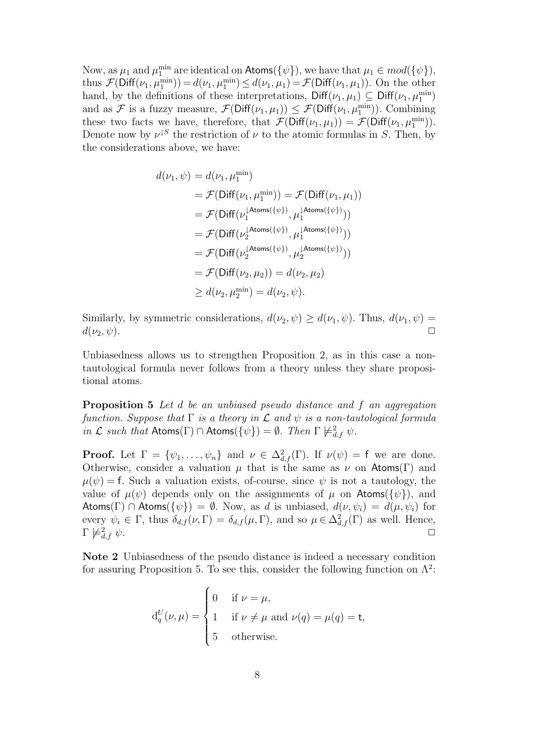Now, as $\mu_1$ and $\mu_1^{\min}$ are identical on $\mathsf{Atoms}(\{\psi\})$, we have that $\mu_1 \in mod(\{\psi\})$, thus $\mathcal{F}(\mathsf{Diff}(\nu_1, \mu_1^{\min})) = d(\nu_1, \mu_1^{\min}) \leq d(\nu_1, \mu_1) = \mathcal{F}(\mathsf{Diff}(\nu_1, \mu_1))$. On the other hand, by the definitions of these interpretations, $\mathsf{Diff}(\nu_1, \mu_1) \subseteq \mathsf{Diff}(\nu_1, \mu_1^{\min})$ and as $\mathcal{F}$ is a fuzzy measure, $\mathcal{F}(\mathsf{Diff}(\nu_1, \mu_1)) \leq \mathcal{F}(\mathsf{Diff}(\nu_1, \mu_1^{\min}))$. Combining these two facts we have, therefore, that $\mathcal{F}(\mathsf{Diff}(\nu_1, \mu_1)) = \mathcal{F}(\mathsf{Diff}(\nu_1, \mu_1^{\min}))$. Denote now by $\nu^{\downarrow S}$ the restriction of $\nu$ to the atomic formulas in $S$. Then, by the considerations above, we have:

$$
\begin{aligned}
d(\nu_1, \psi) &= d(\nu_1, \mu_1^{\min}) \\
&= \mathcal{F}(\mathsf{Diff}(\nu_1, \mu_1^{\min})) = \mathcal{F}(\mathsf{Diff}(\nu_1, \mu_1)) \\
&= \mathcal{F}(\mathsf{Diff}(\nu_1^{\downarrow \mathsf{Atoms}(\{\psi\})}, \mu_1^{\downarrow \mathsf{Atoms}(\{\psi\})})) \\
&= \mathcal{F}(\mathsf{Diff}(\nu_2^{\downarrow \mathsf{Atoms}(\{\psi\})}, \mu_1^{\downarrow \mathsf{Atoms}(\{\psi\})})) \\
&= \mathcal{F}(\mathsf{Diff}(\nu_2^{\downarrow \mathsf{Atoms}(\{\psi\})}, \mu_2^{\downarrow \mathsf{Atoms}(\{\psi\})})) \\
&= \mathcal{F}(\mathsf{Diff}(\nu_2, \mu_2)) = d(\nu_2, \mu_2) \\
&\geq d(\nu_2, \mu_2^{\min}) = d(\nu_2, \psi).
\end{aligned}
$$

Similarly, by symmetric considerations, $d(\nu_2, \psi) \geq d(\nu_1, \psi)$. Thus, $d(\nu_1, \psi) = d(\nu_2, \psi)$. □

Unbiasedness allows us to strengthen Proposition 2, as in this case a non-tautological formula never follows from a theory unless they share propositional atoms.

**Proposition 5** *Let $d$ be an unbiased pseudo distance and $f$ an aggregation function. Suppose that $\Gamma$ is a theory in $\mathcal{L}$ and $\psi$ is a non-tautological formula in $\mathcal{L}$ such that $\mathsf{Atoms}(\Gamma) \cap \mathsf{Atoms}(\{\psi\}) = \emptyset$. Then $\Gamma \not\models^2_{d,f} \psi$.*

**Proof.** Let $\Gamma = \{\psi_1, \ldots, \psi_n\}$ and $\nu \in \Delta^2_{d,f}(\Gamma)$. If $\nu(\psi) = \mathsf{f}$ we are done. Otherwise, consider a valuation $\mu$ that is the same as $\nu$ on $\mathsf{Atoms}(\Gamma)$ and $\mu(\psi) = \mathsf{f}$. Such a valuation exists, of-course, since $\psi$ is not a tautology, the value of $\mu(\psi)$ depends only on the assignments of $\mu$ on $\mathsf{Atoms}(\{\psi\})$, and $\mathsf{Atoms}(\Gamma) \cap \mathsf{Atoms}(\{\psi\}) = \emptyset$. Now, as $d$ is unbiased, $d(\nu, \psi_i) = d(\mu, \psi_i)$ for every $\psi_i \in \Gamma$, thus $\delta_{d,f}(\nu, \Gamma) = \delta_{d,f}(\mu, \Gamma)$, and so $\mu \in \Delta^2_{d,f}(\Gamma)$ as well. Hence, $\Gamma \not\models^2_{d,f} \psi$. □

**Note 2** Unbiasedness of the pseudo distance is indeed a necessary condition for assuring Proposition 5. To see this, consider the following function on $\Lambda^2$:

$$
\mathrm{d}^U_q(\nu, \mu) = \begin{cases} 0 & \text{if } \nu = \mu, \\ 1 & \text{if } \nu \neq \mu \text{ and } \nu(q) = \mu(q) = \mathsf{t}, \\ 5 & \text{otherwise.} \end{cases}
$$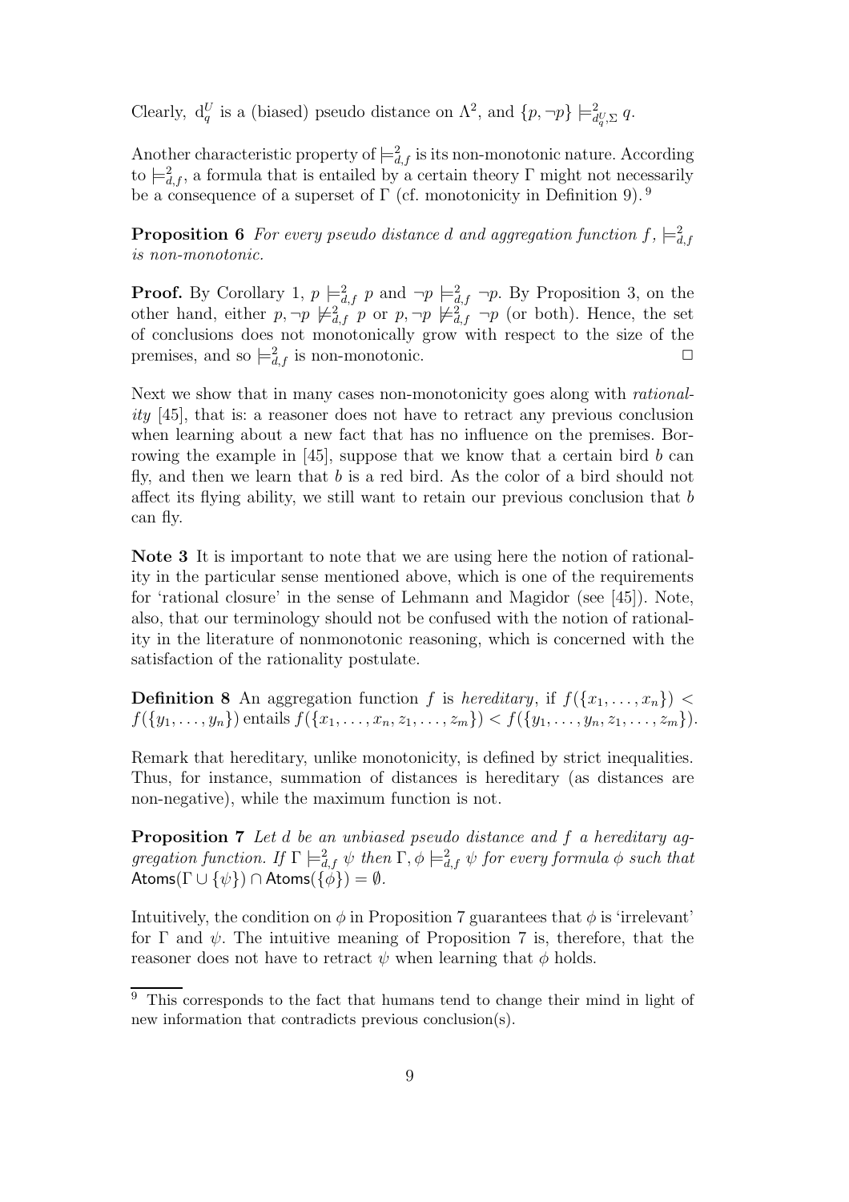Clearly, $\mathrm{d}^U_q$ is a (biased) pseudo distance on $\Lambda^2$, and $\{p, \neg p\} \models^2_{d^U_q,\Sigma} q$.

Another characteristic property of $\models^2_{d,f}$ is its non-monotonic nature. According to $\models^2_{d,f}$, a formula that is entailed by a certain theory $\Gamma$ might not necessarily be a consequence of a superset of $\Gamma$ (cf. monotonicity in Definition 9).[9]

**Proposition 6** *For every pseudo distance $d$ and aggregation function $f$, $\models^2_{d,f}$ is non-monotonic.*

**Proof.** By Corollary 1, $p \models^2_{d,f} p$ and $\neg p \models^2_{d,f} \neg p$. By Proposition 3, on the other hand, either $p, \neg p \not\models^2_{d,f} p$ or $p, \neg p \not\models^2_{d,f} \neg p$ (or both). Hence, the set of conclusions does not monotonically grow with respect to the size of the premises, and so $\models^2_{d,f}$ is non-monotonic. $\Box$

Next we show that in many cases non-monotonicity goes along with *rationality* [45], that is: a reasoner does not have to retract any previous conclusion when learning about a new fact that has no influence on the premises. Borrowing the example in [45], suppose that we know that a certain bird $b$ can fly, and then we learn that $b$ is a red bird. As the color of a bird should not affect its flying ability, we still want to retain our previous conclusion that $b$ can fly.

**Note 3** It is important to note that we are using here the notion of rationality in the particular sense mentioned above, which is one of the requirements for 'rational closure' in the sense of Lehmann and Magidor (see [45]). Note, also, that our terminology should not be confused with the notion of rationality in the literature of nonmonotonic reasoning, which is concerned with the satisfaction of the rationality postulate.

**Definition 8** An aggregation function $f$ is *hereditary*, if $f(\{x_1, \ldots, x_n\}) < f(\{y_1, \ldots, y_n\})$ entails $f(\{x_1, \ldots, x_n, z_1, \ldots, z_m\}) < f(\{y_1, \ldots, y_n, z_1, \ldots, z_m\})$.

Remark that hereditary, unlike monotonicity, is defined by strict inequalities. Thus, for instance, summation of distances is hereditary (as distances are non-negative), while the maximum function is not.

**Proposition 7** *Let $d$ be an unbiased pseudo distance and $f$ a hereditary aggregation function. If $\Gamma \models^2_{d,f} \psi$ then $\Gamma, \phi \models^2_{d,f} \psi$ for every formula $\phi$ such that $\mathsf{Atoms}(\Gamma \cup \{\psi\}) \cap \mathsf{Atoms}(\{\phi\}) = \emptyset$.*

Intuitively, the condition on $\phi$ in Proposition 7 guarantees that $\phi$ is 'irrelevant' for $\Gamma$ and $\psi$. The intuitive meaning of Proposition 7 is, therefore, that the reasoner does not have to retract $\psi$ when learning that $\phi$ holds.

[9] This corresponds to the fact that humans tend to change their mind in light of new information that contradicts previous conclusion(s).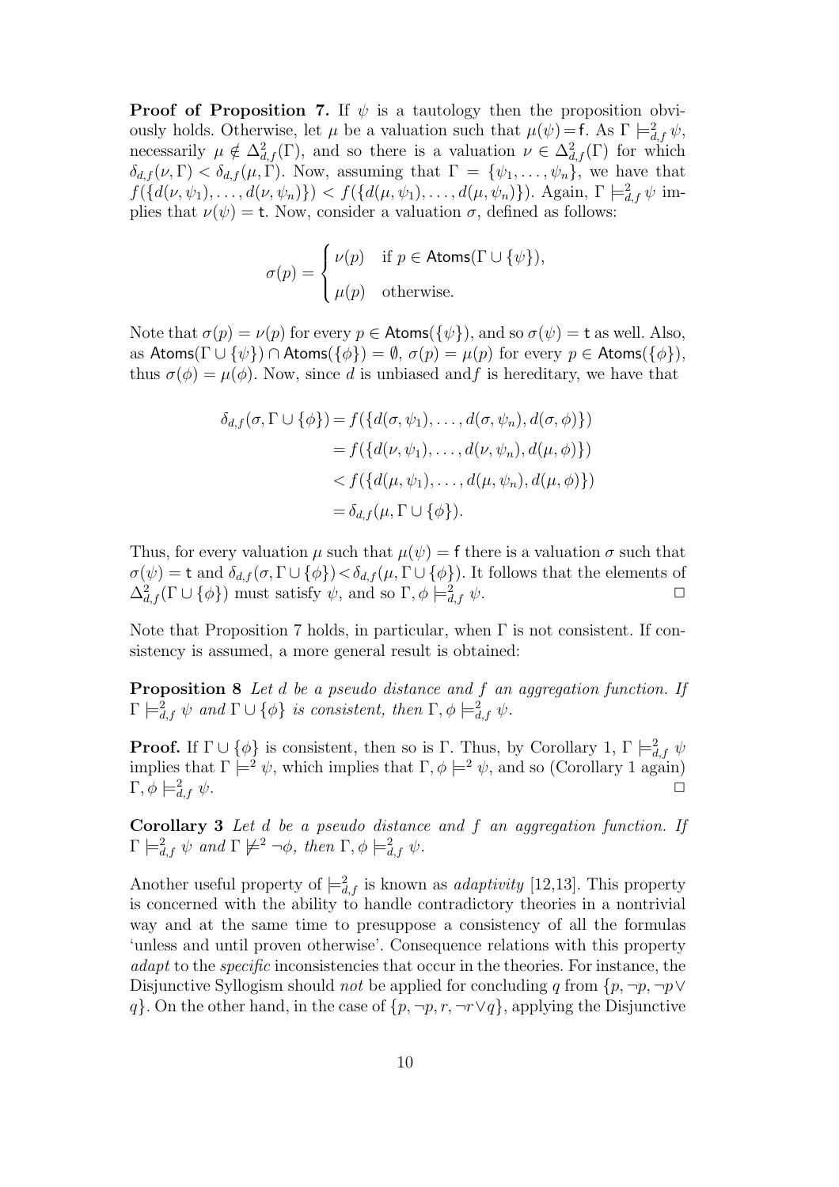**Proof of Proposition 7.** If $\psi$ is a tautology then the proposition obviously holds. Otherwise, let $\mu$ be a valuation such that $\mu(\psi) = \mathsf{f}$. As $\Gamma \models^2_{d,f} \psi$, necessarily $\mu \notin \Delta^2_{d,f}(\Gamma)$, and so there is a valuation $\nu \in \Delta^2_{d,f}(\Gamma)$ for which $\delta_{d,f}(\nu, \Gamma) < \delta_{d,f}(\mu, \Gamma)$. Now, assuming that $\Gamma = \{\psi_1, \ldots, \psi_n\}$, we have that $f(\{d(\nu, \psi_1), \ldots, d(\nu, \psi_n)\}) < f(\{d(\mu, \psi_1), \ldots, d(\mu, \psi_n)\})$. Again, $\Gamma \models^2_{d,f} \psi$ implies that $\nu(\psi) = \mathsf{t}$. Now, consider a valuation $\sigma$, defined as follows:

$$\sigma(p) = \begin{cases} \nu(p) & \text{if } p \in \mathsf{Atoms}(\Gamma \cup \{\psi\}), \\ \mu(p) & \text{otherwise.} \end{cases}$$

Note that $\sigma(p) = \nu(p)$ for every $p \in \mathsf{Atoms}(\{\psi\})$, and so $\sigma(\psi) = \mathsf{t}$ as well. Also, as $\mathsf{Atoms}(\Gamma \cup \{\psi\}) \cap \mathsf{Atoms}(\{\phi\}) = \emptyset$, $\sigma(p) = \mu(p)$ for every $p \in \mathsf{Atoms}(\{\phi\})$, thus $\sigma(\phi) = \mu(\phi)$. Now, since $d$ is unbiased and$f$ is hereditary, we have that

$$\begin{aligned} \delta_{d,f}(\sigma, \Gamma \cup \{\phi\}) &= f(\{d(\sigma, \psi_1), \ldots, d(\sigma, \psi_n), d(\sigma, \phi)\}) \\ &= f(\{d(\nu, \psi_1), \ldots, d(\nu, \psi_n), d(\mu, \phi)\}) \\ &< f(\{d(\mu, \psi_1), \ldots, d(\mu, \psi_n), d(\mu, \phi)\}) \\ &= \delta_{d,f}(\mu, \Gamma \cup \{\phi\}). \end{aligned}$$

Thus, for every valuation $\mu$ such that $\mu(\psi) = \mathsf{f}$ there is a valuation $\sigma$ such that $\sigma(\psi) = \mathsf{t}$ and $\delta_{d,f}(\sigma, \Gamma \cup \{\phi\}) < \delta_{d,f}(\mu, \Gamma \cup \{\phi\})$. It follows that the elements of $\Delta^2_{d,f}(\Gamma \cup \{\phi\})$ must satisfy $\psi$, and so $\Gamma, \phi \models^2_{d,f} \psi$. □

Note that Proposition 7 holds, in particular, when $\Gamma$ is not consistent. If consistency is assumed, a more general result is obtained:

**Proposition 8** *Let $d$ be a pseudo distance and $f$ an aggregation function. If $\Gamma \models^2_{d,f} \psi$ and $\Gamma \cup \{\phi\}$ is consistent, then $\Gamma, \phi \models^2_{d,f} \psi$.*

**Proof.** If $\Gamma \cup \{\phi\}$ is consistent, then so is $\Gamma$. Thus, by Corollary 1, $\Gamma \models^2_{d,f} \psi$ implies that $\Gamma \models^2 \psi$, which implies that $\Gamma, \phi \models^2 \psi$, and so (Corollary 1 again) $\Gamma, \phi \models^2_{d,f} \psi$. □

**Corollary 3** *Let $d$ be a pseudo distance and $f$ an aggregation function. If $\Gamma \models^2_{d,f} \psi$ and $\Gamma \not\models^2 \neg\phi$, then $\Gamma, \phi \models^2_{d,f} \psi$.*

Another useful property of $\models^2_{d,f}$ is known as *adaptivity* [12,13]. This property is concerned with the ability to handle contradictory theories in a nontrivial way and at the same time to presuppose a consistency of all the formulas 'unless and until proven otherwise'. Consequence relations with this property *adapt* to the *specific* inconsistencies that occur in the theories. For instance, the Disjunctive Syllogism should *not* be applied for concluding $q$ from $\{p, \neg p, \neg p \vee q\}$. On the other hand, in the case of $\{p, \neg p, r, \neg r \vee q\}$, applying the Disjunctive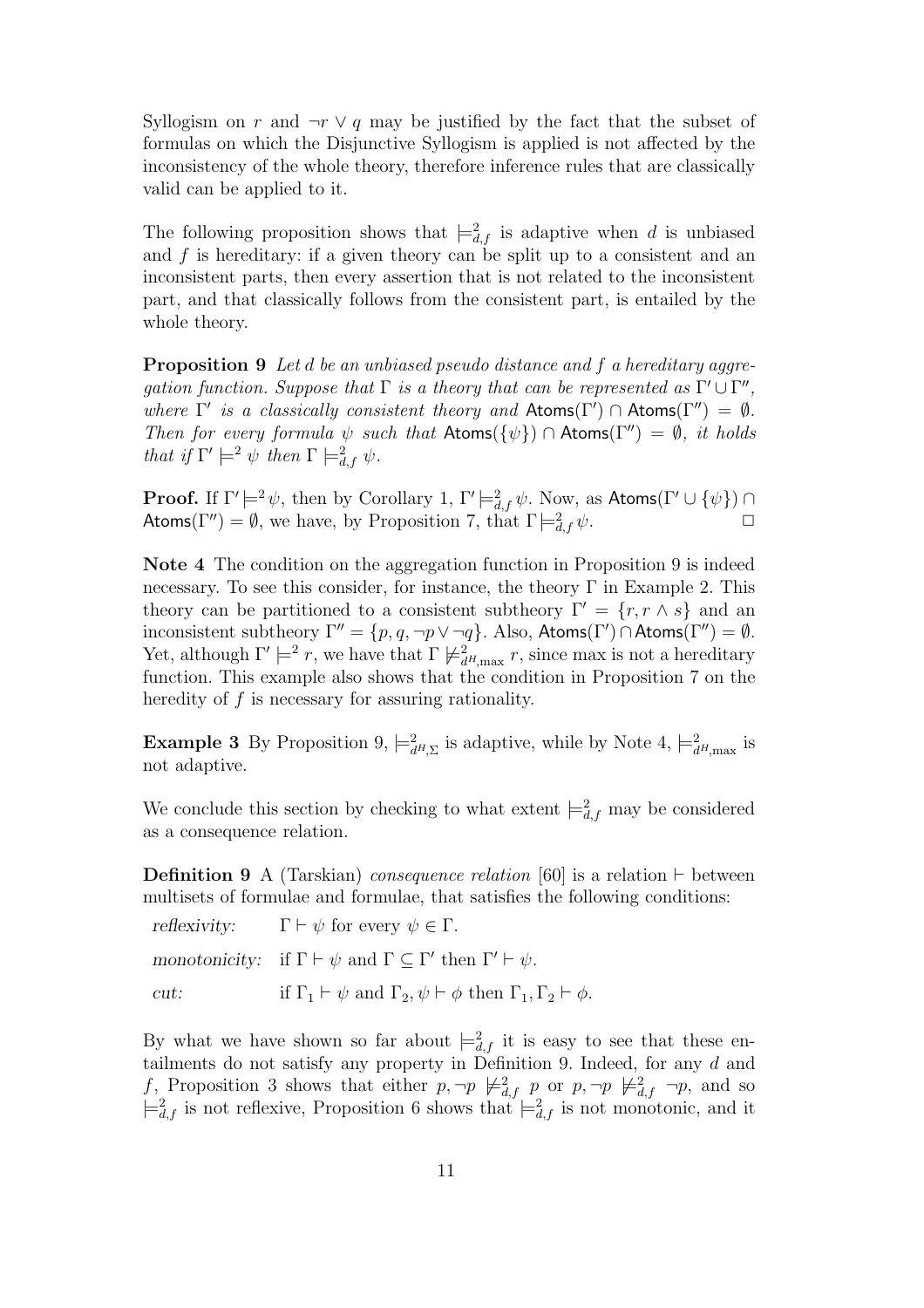Syllogism on $r$ and $\neg r \vee q$ may be justified by the fact that the subset of formulas on which the Disjunctive Syllogism is applied is not affected by the inconsistency of the whole theory, therefore inference rules that are classically valid can be applied to it.

The following proposition shows that $\models^2_{d,f}$ is adaptive when $d$ is unbiased and $f$ is hereditary: if a given theory can be split up to a consistent and an inconsistent parts, then every assertion that is not related to the inconsistent part, and that classically follows from the consistent part, is entailed by the whole theory.

**Proposition 9** *Let $d$ be an unbiased pseudo distance and $f$ a hereditary aggregation function. Suppose that $\Gamma$ is a theory that can be represented as $\Gamma' \cup \Gamma''$, where $\Gamma'$ is a classically consistent theory and $\mathsf{Atoms}(\Gamma') \cap \mathsf{Atoms}(\Gamma'') = \emptyset$. Then for every formula $\psi$ such that $\mathsf{Atoms}(\{\psi\}) \cap \mathsf{Atoms}(\Gamma'') = \emptyset$, it holds that if $\Gamma' \models^2 \psi$ then $\Gamma \models^2_{d,f} \psi$.*

**Proof.** If $\Gamma' \models^2 \psi$, then by Corollary 1, $\Gamma' \models^2_{d,f} \psi$. Now, as $\mathsf{Atoms}(\Gamma' \cup \{\psi\}) \cap \mathsf{Atoms}(\Gamma'') = \emptyset$, we have, by Proposition 7, that $\Gamma \models^2_{d,f} \psi$. □

**Note 4** The condition on the aggregation function in Proposition 9 is indeed necessary. To see this consider, for instance, the theory $\Gamma$ in Example 2. This theory can be partitioned to a consistent subtheory $\Gamma' = \{r, r \wedge s\}$ and an inconsistent subtheory $\Gamma'' = \{p, q, \neg p \vee \neg q\}$. Also, $\mathsf{Atoms}(\Gamma') \cap \mathsf{Atoms}(\Gamma'') = \emptyset$. Yet, although $\Gamma' \models^2 r$, we have that $\Gamma \not\models^2_{d^H,\max} r$, since max is not a hereditary function. This example also shows that the condition in Proposition 7 on the heredity of $f$ is necessary for assuring rationality.

**Example 3** By Proposition 9, $\models^2_{d^H,\Sigma}$ is adaptive, while by Note 4, $\models^2_{d^H,\max}$ is not adaptive.

We conclude this section by checking to what extent $\models^2_{d,f}$ may be considered as a consequence relation.

**Definition 9** A (Tarskian) *consequence relation* [60] is a relation $\vdash$ between multisets of formulae and formulae, that satisfies the following conditions:

*reflexivity:* $\Gamma \vdash \psi$ for every $\psi \in \Gamma$.

*monotonicity:* if $\Gamma \vdash \psi$ and $\Gamma \subseteq \Gamma'$ then $\Gamma' \vdash \psi$.

*cut:* if $\Gamma_1 \vdash \psi$ and $\Gamma_2, \psi \vdash \phi$ then $\Gamma_1, \Gamma_2 \vdash \phi$.

By what we have shown so far about $\models^2_{d,f}$ it is easy to see that these entailments do not satisfy any property in Definition 9. Indeed, for any $d$ and $f$, Proposition 3 shows that either $p, \neg p \not\models^2_{d,f} p$ or $p, \neg p \not\models^2_{d,f} \neg p$, and so $\models^2_{d,f}$ is not reflexive, Proposition 6 shows that $\models^2_{d,f}$ is not monotonic, and it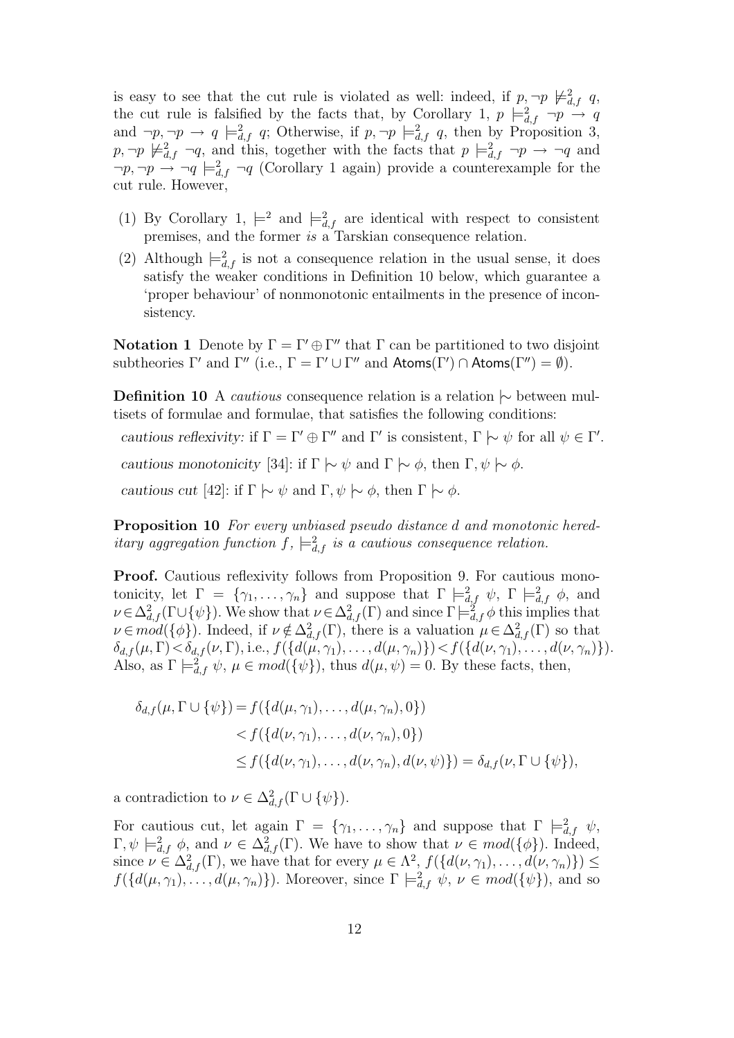is easy to see that the cut rule is violated as well: indeed, if $p, \neg p \not\models^2_{d,f} q$, the cut rule is falsified by the facts that, by Corollary 1, $p \models^2_{d,f} \neg p \to q$ and $\neg p, \neg p \to q \models^2_{d,f} q$; Otherwise, if $p, \neg p \models^2_{d,f} q$, then by Proposition 3, $p, \neg p \not\models^2_{d,f} \neg q$, and this, together with the facts that $p \models^2_{d,f} \neg p \to \neg q$ and $\neg p, \neg p \to \neg q \models^2_{d,f} \neg q$ (Corollary 1 again) provide a counterexample for the cut rule. However,

1. By Corollary 1, $\models^2$ and $\models^2_{d,f}$ are identical with respect to consistent premises, and the former *is* a Tarskian consequence relation.
2. Although $\models^2_{d,f}$ is not a consequence relation in the usual sense, it does satisfy the weaker conditions in Definition 10 below, which guarantee a 'proper behaviour' of nonmonotonic entailments in the presence of inconsistency.

**Notation 1** Denote by $\Gamma = \Gamma' \oplus \Gamma''$ that $\Gamma$ can be partitioned to two disjoint subtheories $\Gamma'$ and $\Gamma''$ (i.e., $\Gamma = \Gamma' \cup \Gamma''$ and $\mathsf{Atoms}(\Gamma') \cap \mathsf{Atoms}(\Gamma'') = \emptyset$).

**Definition 10** A *cautious* consequence relation is a relation $\mid\!\sim$ between multisets of formulae and formulae, that satisfies the following conditions:

*cautious reflexivity:* if $\Gamma = \Gamma' \oplus \Gamma''$ and $\Gamma'$ is consistent, $\Gamma \mid\!\sim \psi$ for all $\psi \in \Gamma'$.

*cautious monotonicity* [34]: if $\Gamma \mid\!\sim \psi$ and $\Gamma \mid\!\sim \phi$, then $\Gamma, \psi \mid\!\sim \phi$.

*cautious cut* [42]: if $\Gamma \mid\!\sim \psi$ and $\Gamma, \psi \mid\!\sim \phi$, then $\Gamma \mid\!\sim \phi$.

**Proposition 10** *For every unbiased pseudo distance $d$ and monotonic hereditary aggregation function $f$, $\models^2_{d,f}$ is a cautious consequence relation.*

**Proof.** Cautious reflexivity follows from Proposition 9. For cautious monotonicity, let $\Gamma = \{\gamma_1, \ldots, \gamma_n\}$ and suppose that $\Gamma \models^2_{d,f} \psi$, $\Gamma \models^2_{d,f} \phi$, and $\nu \in \Delta^2_{d,f}(\Gamma \cup \{\psi\})$. We show that $\nu \in \Delta^2_{d,f}(\Gamma)$ and since $\Gamma \models^2_{d,f} \phi$ this implies that $\nu \in mod(\{\phi\})$. Indeed, if $\nu \notin \Delta^2_{d,f}(\Gamma)$, there is a valuation $\mu \in \Delta^2_{d,f}(\Gamma)$ so that $\delta_{d,f}(\mu, \Gamma) < \delta_{d,f}(\nu, \Gamma)$, i.e., $f(\{d(\mu, \gamma_1), \ldots, d(\mu, \gamma_n)\}) < f(\{d(\nu, \gamma_1), \ldots, d(\nu, \gamma_n)\})$. Also, as $\Gamma \models^2_{d,f} \psi$, $\mu \in mod(\{\psi\})$, thus $d(\mu, \psi) = 0$. By these facts, then,

$$
\begin{aligned}
\delta_{d,f}(\mu, \Gamma \cup \{\psi\}) &= f(\{d(\mu, \gamma_1), \ldots, d(\mu, \gamma_n), 0\}) \\
&< f(\{d(\nu, \gamma_1), \ldots, d(\nu, \gamma_n), 0\}) \\
&\leq f(\{d(\nu, \gamma_1), \ldots, d(\nu, \gamma_n), d(\nu, \psi)\}) = \delta_{d,f}(\nu, \Gamma \cup \{\psi\}),
\end{aligned}
$$

a contradiction to $\nu \in \Delta^2_{d,f}(\Gamma \cup \{\psi\})$.

For cautious cut, let again $\Gamma = \{\gamma_1, \ldots, \gamma_n\}$ and suppose that $\Gamma \models^2_{d,f} \psi$, $\Gamma, \psi \models^2_{d,f} \phi$, and $\nu \in \Delta^2_{d,f}(\Gamma)$. We have to show that $\nu \in mod(\{\phi\})$. Indeed, since $\nu \in \Delta^2_{d,f}(\Gamma)$, we have that for every $\mu \in \Lambda^2$, $f(\{d(\nu, \gamma_1), \ldots, d(\nu, \gamma_n)\}) \leq f(\{d(\mu, \gamma_1), \ldots, d(\mu, \gamma_n)\})$. Moreover, since $\Gamma \models^2_{d,f} \psi$, $\nu \in mod(\{\psi\})$, and so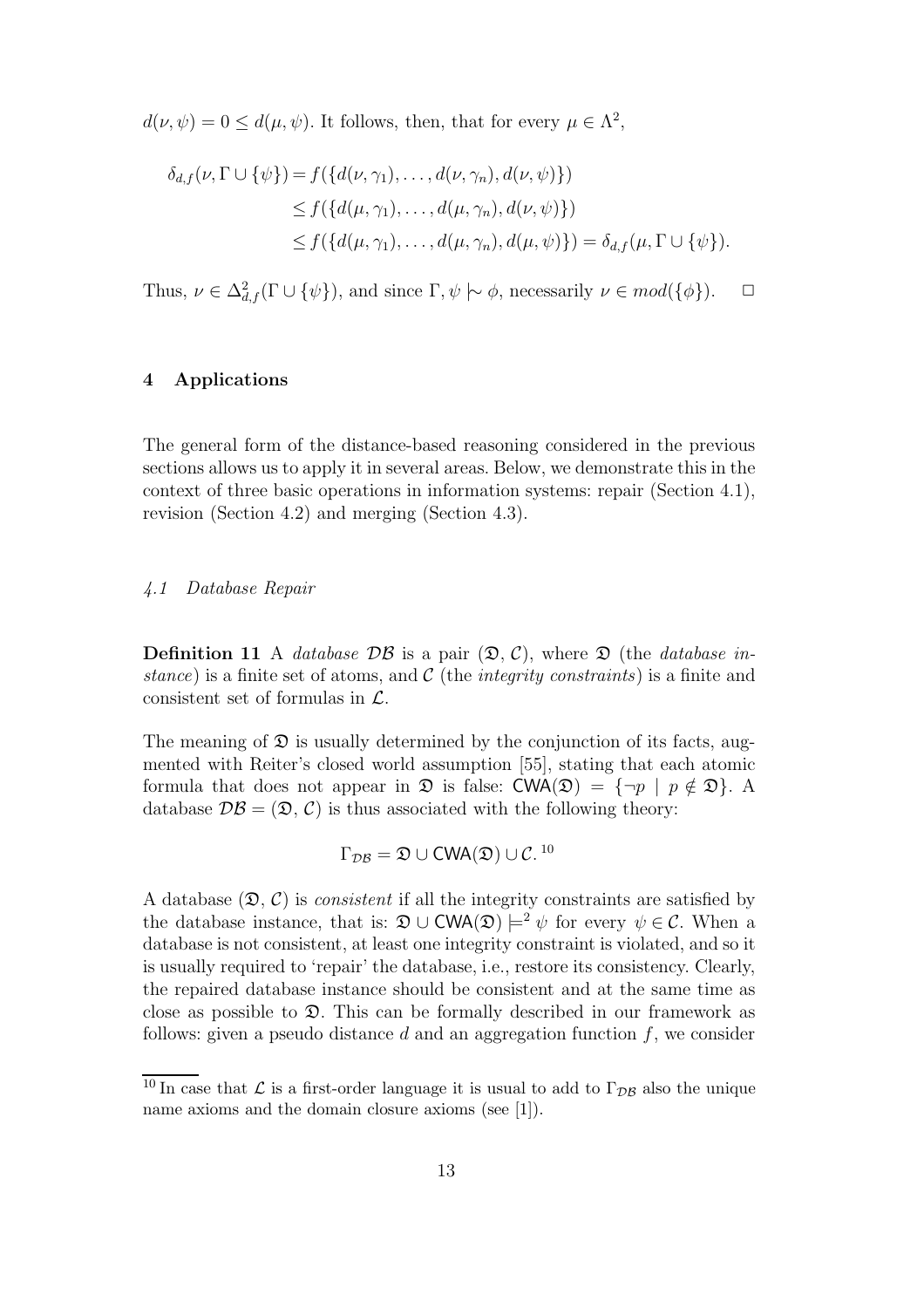$d(\nu, \psi) = 0 \leq d(\mu, \psi)$. It follows, then, that for every $\mu \in \Lambda^2$,

$$\begin{aligned}
\delta_{d,f}(\nu, \Gamma \cup \{\psi\}) &= f(\{d(\nu, \gamma_1), \ldots, d(\nu, \gamma_n), d(\nu, \psi)\}) \\
&\leq f(\{d(\mu, \gamma_1), \ldots, d(\mu, \gamma_n), d(\nu, \psi)\}) \\
&\leq f(\{d(\mu, \gamma_1), \ldots, d(\mu, \gamma_n), d(\mu, \psi)\}) = \delta_{d,f}(\mu, \Gamma \cup \{\psi\}).
\end{aligned}$$

Thus, $\nu \in \Delta^2_{d,f}(\Gamma \cup \{\psi\})$, and since $\Gamma, \psi \mathrel{|\!\sim} \phi$, necessarily $\nu \in mod(\{\phi\})$. □

## 4 Applications

The general form of the distance-based reasoning considered in the previous sections allows us to apply it in several areas. Below, we demonstrate this in the context of three basic operations in information systems: repair (Section 4.1), revision (Section 4.2) and merging (Section 4.3).

### *4.1 Database Repair*

**Definition 11** A *database* $\mathcal{DB}$ is a pair $(\mathfrak{D}, \mathcal{C})$, where $\mathfrak{D}$ (the *database instance*) is a finite set of atoms, and $\mathcal{C}$ (the *integrity constraints*) is a finite and consistent set of formulas in $\mathcal{L}$.

The meaning of $\mathfrak{D}$ is usually determined by the conjunction of its facts, augmented with Reiter's closed world assumption [55], stating that each atomic formula that does not appear in $\mathfrak{D}$ is false: $\mathsf{CWA}(\mathfrak{D}) = \{\neg p \mid p \notin \mathfrak{D}\}$. A database $\mathcal{DB} = (\mathfrak{D}, \mathcal{C})$ is thus associated with the following theory:

$$\Gamma_{\mathcal{DB}} = \mathfrak{D} \cup \mathsf{CWA}(\mathfrak{D}) \cup \mathcal{C}.\text{ [10]}$$

A database $(\mathfrak{D}, \mathcal{C})$ is *consistent* if all the integrity constraints are satisfied by the database instance, that is: $\mathfrak{D} \cup \mathsf{CWA}(\mathfrak{D}) \models^2 \psi$ for every $\psi \in \mathcal{C}$. When a database is not consistent, at least one integrity constraint is violated, and so it is usually required to 'repair' the database, i.e., restore its consistency. Clearly, the repaired database instance should be consistent and at the same time as close as possible to $\mathfrak{D}$. This can be formally described in our framework as follows: given a pseudo distance $d$ and an aggregation function $f$, we consider

[10] In case that $\mathcal{L}$ is a first-order language it is usual to add to $\Gamma_{\mathcal{DB}}$ also the unique name axioms and the domain closure axioms (see [1]).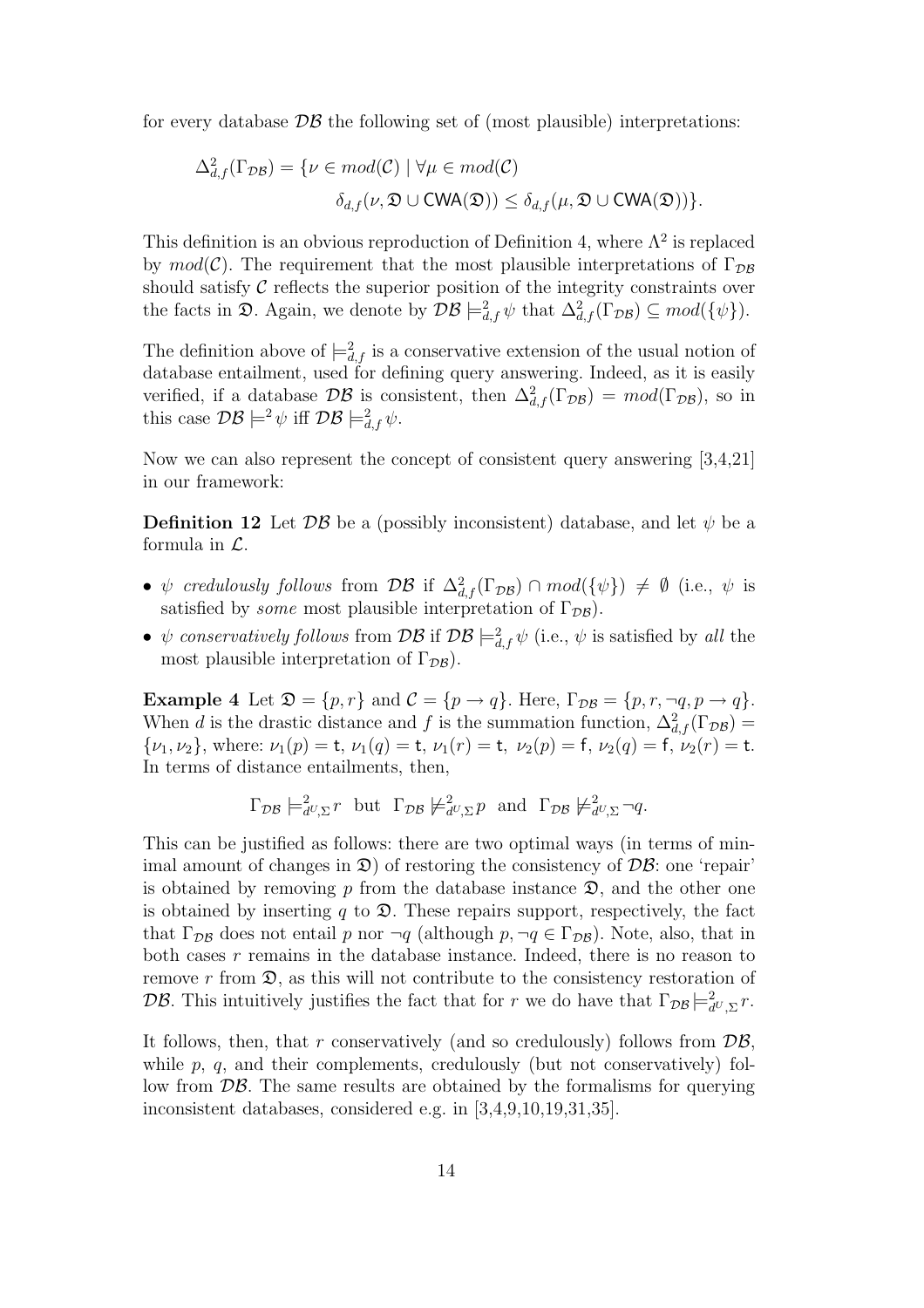for every database $\mathcal{DB}$ the following set of (most plausible) interpretations:

$$\Delta^2_{d,f}(\Gamma_{\mathcal{DB}}) = \{\nu \in mod(\mathcal{C}) \mid \forall \mu \in mod(\mathcal{C})$$
$$\delta_{d,f}(\nu, \mathfrak{D} \cup \mathsf{CWA}(\mathfrak{D})) \leq \delta_{d,f}(\mu, \mathfrak{D} \cup \mathsf{CWA}(\mathfrak{D}))\}.$$

This definition is an obvious reproduction of Definition 4, where $\Lambda^2$ is replaced by $mod(\mathcal{C})$. The requirement that the most plausible interpretations of $\Gamma_{\mathcal{DB}}$ should satisfy $\mathcal{C}$ reflects the superior position of the integrity constraints over the facts in $\mathfrak{D}$. Again, we denote by $\mathcal{DB} \models^2_{d,f} \psi$ that $\Delta^2_{d,f}(\Gamma_{\mathcal{DB}}) \subseteq mod(\{\psi\})$.

The definition above of $\models^2_{d,f}$ is a conservative extension of the usual notion of database entailment, used for defining query answering. Indeed, as it is easily verified, if a database $\mathcal{DB}$ is consistent, then $\Delta^2_{d,f}(\Gamma_{\mathcal{DB}}) = mod(\Gamma_{\mathcal{DB}})$, so in this case $\mathcal{DB} \models^2 \psi$ iff $\mathcal{DB} \models^2_{d,f} \psi$.

Now we can also represent the concept of consistent query answering [3,4,21] in our framework:

**Definition 12** Let $\mathcal{DB}$ be a (possibly inconsistent) database, and let $\psi$ be a formula in $\mathcal{L}$.

- $\psi$ *credulously follows* from $\mathcal{DB}$ if $\Delta^2_{d,f}(\Gamma_{\mathcal{DB}}) \cap mod(\{\psi\}) \neq \emptyset$ (i.e., $\psi$ is satisfied by *some* most plausible interpretation of $\Gamma_{\mathcal{DB}}$).
- $\psi$ *conservatively follows* from $\mathcal{DB}$ if $\mathcal{DB} \models^2_{d,f} \psi$ (i.e., $\psi$ is satisfied by *all* the most plausible interpretation of $\Gamma_{\mathcal{DB}}$).

**Example 4** Let $\mathfrak{D} = \{p, r\}$ and $\mathcal{C} = \{p \rightarrow q\}$. Here, $\Gamma_{\mathcal{DB}} = \{p, r, \neg q, p \rightarrow q\}$. When $d$ is the drastic distance and $f$ is the summation function, $\Delta^2_{d,f}(\Gamma_{\mathcal{DB}}) = \{\nu_1, \nu_2\}$, where: $\nu_1(p) = \mathsf{t}$, $\nu_1(q) = \mathsf{t}$, $\nu_1(r) = \mathsf{t}$, $\nu_2(p) = \mathsf{f}$, $\nu_2(q) = \mathsf{f}$, $\nu_2(r) = \mathsf{t}$. In terms of distance entailments, then,

$$\Gamma_{\mathcal{DB}} \models^2_{d^U,\Sigma} r \quad \text{but} \quad \Gamma_{\mathcal{DB}} \not\models^2_{d^U,\Sigma} p \quad \text{and} \quad \Gamma_{\mathcal{DB}} \not\models^2_{d^U,\Sigma} \neg q.$$

This can be justified as follows: there are two optimal ways (in terms of minimal amount of changes in $\mathfrak{D}$) of restoring the consistency of $\mathcal{DB}$: one 'repair' is obtained by removing $p$ from the database instance $\mathfrak{D}$, and the other one is obtained by inserting $q$ to $\mathfrak{D}$. These repairs support, respectively, the fact that $\Gamma_{\mathcal{DB}}$ does not entail $p$ nor $\neg q$ (although $p, \neg q \in \Gamma_{\mathcal{DB}}$). Note, also, that in both cases $r$ remains in the database instance. Indeed, there is no reason to remove $r$ from $\mathfrak{D}$, as this will not contribute to the consistency restoration of $\mathcal{DB}$. This intuitively justifies the fact that for $r$ we do have that $\Gamma_{\mathcal{DB}} \models^2_{d^U,\Sigma} r$.

It follows, then, that $r$ conservatively (and so credulously) follows from $\mathcal{DB}$, while $p$, $q$, and their complements, credulously (but not conservatively) follow from $\mathcal{DB}$. The same results are obtained by the formalisms for querying inconsistent databases, considered e.g. in [3,4,9,10,19,31,35].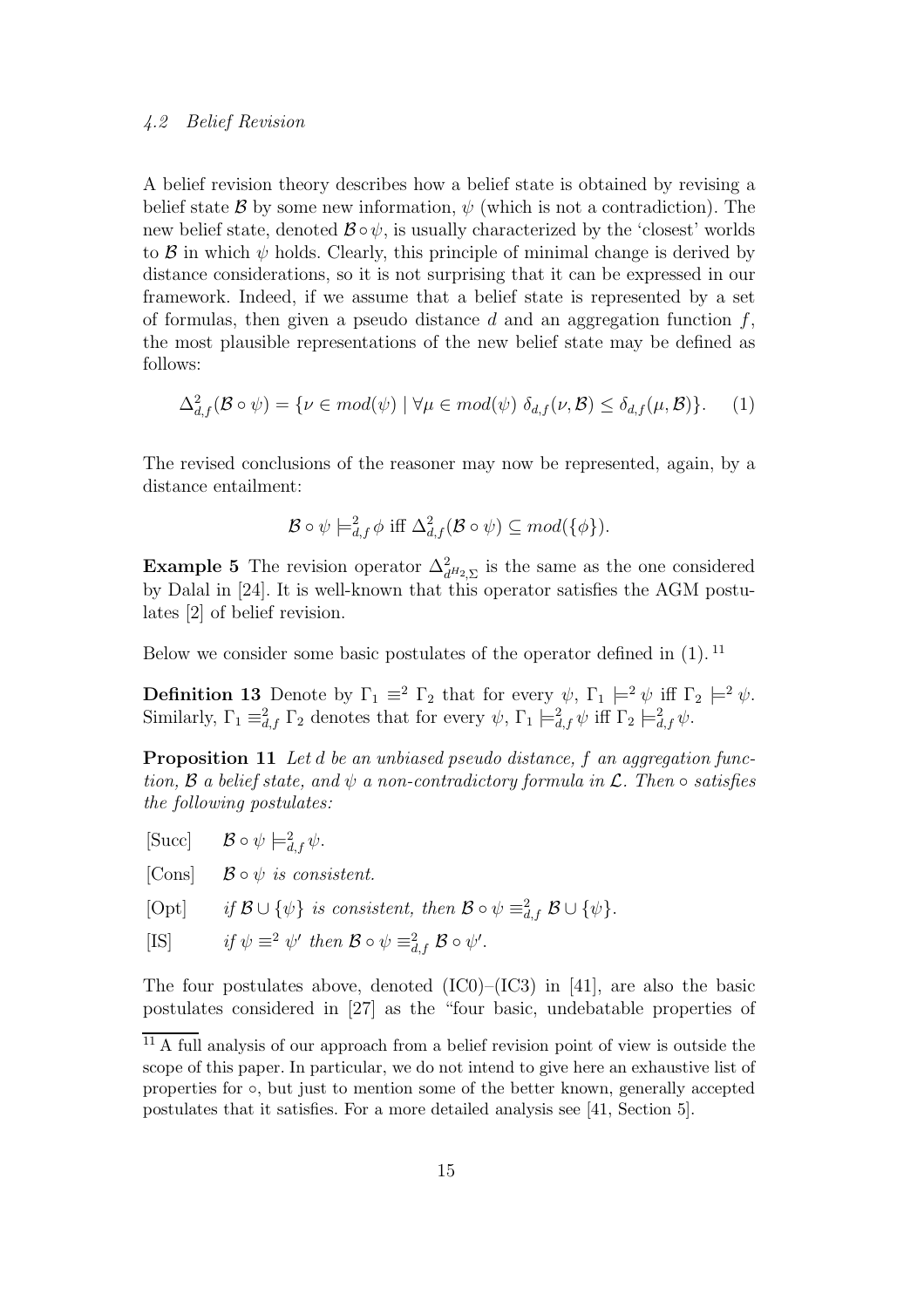### *4.2 Belief Revision*

A belief revision theory describes how a belief state is obtained by revising a belief state $\mathcal{B}$ by some new information, $\psi$ (which is not a contradiction). The new belief state, denoted $\mathcal{B} \circ \psi$, is usually characterized by the 'closest' worlds to $\mathcal{B}$ in which $\psi$ holds. Clearly, this principle of minimal change is derived by distance considerations, so it is not surprising that it can be expressed in our framework. Indeed, if we assume that a belief state is represented by a set of formulas, then given a pseudo distance $d$ and an aggregation function $f$, the most plausible representations of the new belief state may be defined as follows:

$$\Delta^2_{d,f}(\mathcal{B} \circ \psi) = \{\nu \in mod(\psi) \mid \forall \mu \in mod(\psi)\ \delta_{d,f}(\nu, \mathcal{B}) \leq \delta_{d,f}(\mu, \mathcal{B})\}. \quad (1)$$

The revised conclusions of the reasoner may now be represented, again, by a distance entailment:

$$\mathcal{B} \circ \psi \models^2_{d,f} \phi \text{ iff } \Delta^2_{d,f}(\mathcal{B} \circ \psi) \subseteq mod(\{\phi\}).$$

**Example 5** The revision operator $\Delta^2_{d^{H_2,\Sigma}}$ is the same as the one considered by Dalal in [24]. It is well-known that this operator satisfies the AGM postulates [2] of belief revision.

Below we consider some basic postulates of the operator defined in (1). [11]

**Definition 13** Denote by $\Gamma_1 \equiv^2 \Gamma_2$ that for every $\psi$, $\Gamma_1 \models^2 \psi$ iff $\Gamma_2 \models^2 \psi$. Similarly, $\Gamma_1 \equiv^2_{d,f} \Gamma_2$ denotes that for every $\psi$, $\Gamma_1 \models^2_{d,f} \psi$ iff $\Gamma_2 \models^2_{d,f} \psi$.

**Proposition 11** *Let $d$ be an unbiased pseudo distance, $f$ an aggregation function, $\mathcal{B}$ a belief state, and $\psi$ a non-contradictory formula in $\mathcal{L}$. Then $\circ$ satisfies the following postulates:*

- [Succ] $\mathcal{B} \circ \psi \models^2_{d,f} \psi$.
- [Cons] $\mathcal{B} \circ \psi$ *is consistent.*
- [Opt] *if $\mathcal{B} \cup \{\psi\}$ is consistent, then $\mathcal{B} \circ \psi \equiv^2_{d,f} \mathcal{B} \cup \{\psi\}$.*
- [IS] *if $\psi \equiv^2 \psi'$ then $\mathcal{B} \circ \psi \equiv^2_{d,f} \mathcal{B} \circ \psi'$.*

The four postulates above, denoted (IC0)–(IC3) in [41], are also the basic postulates considered in [27] as the "four basic, undebatable properties of

[11] A full analysis of our approach from a belief revision point of view is outside the scope of this paper. In particular, we do not intend to give here an exhaustive list of properties for $\circ$, but just to mention some of the better known, generally accepted postulates that it satisfies. For a more detailed analysis see [41, Section 5].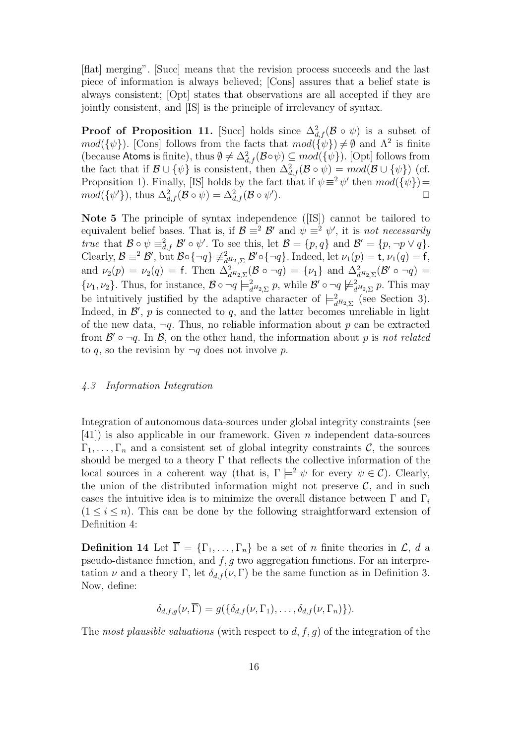[flat] merging". [Succ] means that the revision process succeeds and the last piece of information is always believed; [Cons] assures that a belief state is always consistent; [Opt] states that observations are all accepted if they are jointly consistent, and [IS] is the principle of irrelevancy of syntax.

**Proof of Proposition 11.** [Succ] holds since $\Delta^2_{d,f}(\mathcal{B} \circ \psi)$ is a subset of $mod(\{\psi\})$. [Cons] follows from the facts that $mod(\{\psi\}) \neq \emptyset$ and $\Lambda^2$ is finite (because $\mathsf{Atoms}$ is finite), thus $\emptyset \neq \Delta^2_{d,f}(\mathcal{B}\circ\psi) \subseteq mod(\{\psi\})$. [Opt] follows from the fact that if $\mathcal{B} \cup \{\psi\}$ is consistent, then $\Delta^2_{d,f}(\mathcal{B} \circ \psi) = mod(\mathcal{B} \cup \{\psi\})$ (cf. Proposition 1). Finally, [IS] holds by the fact that if $\psi \equiv^2 \psi'$ then $mod(\{\psi\}) = mod(\{\psi'\})$, thus $\Delta^2_{d,f}(\mathcal{B} \circ \psi) = \Delta^2_{d,f}(\mathcal{B} \circ \psi')$. $\square$

**Note 5** The principle of syntax independence ([IS]) cannot be tailored to equivalent belief bases. That is, if $\mathcal{B} \equiv^2 \mathcal{B}'$ and $\psi \equiv^2 \psi'$, it is *not necessarily true* that $\mathcal{B} \circ \psi \equiv^2_{d,f} \mathcal{B}' \circ \psi'$. To see this, let $\mathcal{B} = \{p, q\}$ and $\mathcal{B}' = \{p, \neg p \vee q\}$. Clearly, $\mathcal{B} \equiv^2 \mathcal{B}'$, but $\mathcal{B}\circ\{\neg q\} \not\equiv^2_{d^{H_2},\Sigma} \mathcal{B}'\circ\{\neg q\}$. Indeed, let $\nu_1(p) = \mathsf{t}$, $\nu_1(q) = \mathsf{f}$, and $\nu_2(p) = \nu_2(q) = \mathsf{f}$. Then $\Delta^2_{d^{H_2},\Sigma}(\mathcal{B} \circ \neg q) = \{\nu_1\}$ and $\Delta^2_{d^{H_2},\Sigma}(\mathcal{B}' \circ \neg q) = \{\nu_1, \nu_2\}$. Thus, for instance, $\mathcal{B} \circ \neg q \models^2_{d^{H_2},\Sigma} p$, while $\mathcal{B}' \circ \neg q \not\models^2_{d^{H_2},\Sigma} p$. This may be intuitively justified by the adaptive character of $\models^2_{d^{H_2},\Sigma}$ (see Section 3). Indeed, in $\mathcal{B}'$, $p$ is connected to $q$, and the latter becomes unreliable in light of the new data, $\neg q$. Thus, no reliable information about $p$ can be extracted from $\mathcal{B}' \circ \neg q$. In $\mathcal{B}$, on the other hand, the information about $p$ is *not related* to $q$, so the revision by $\neg q$ does not involve $p$.

### *4.3 Information Integration*

Integration of autonomous data-sources under global integrity constraints (see [41]) is also applicable in our framework. Given $n$ independent data-sources $\Gamma_1, \ldots, \Gamma_n$ and a consistent set of global integrity constraints $\mathcal{C}$, the sources should be merged to a theory $\Gamma$ that reflects the collective information of the local sources in a coherent way (that is, $\Gamma \models^2 \psi$ for every $\psi \in \mathcal{C}$). Clearly, the union of the distributed information might not preserve $\mathcal{C}$, and in such cases the intuitive idea is to minimize the overall distance between $\Gamma$ and $\Gamma_i$ $(1 \leq i \leq n)$. This can be done by the following straightforward extension of Definition 4:

**Definition 14** Let $\overline{\Gamma} = \{\Gamma_1, \ldots, \Gamma_n\}$ be a set of $n$ finite theories in $\mathcal{L}$, $d$ a pseudo-distance function, and $f, g$ two aggregation functions. For an interpretation $\nu$ and a theory $\Gamma$, let $\delta_{d,f}(\nu, \Gamma)$ be the same function as in Definition 3. Now, define:

$$\delta_{d,f,g}(\nu, \overline{\Gamma}) = g(\{\delta_{d,f}(\nu, \Gamma_1), \ldots, \delta_{d,f}(\nu, \Gamma_n)\}).$$

The *most plausible valuations* (with respect to $d, f, g$) of the integration of the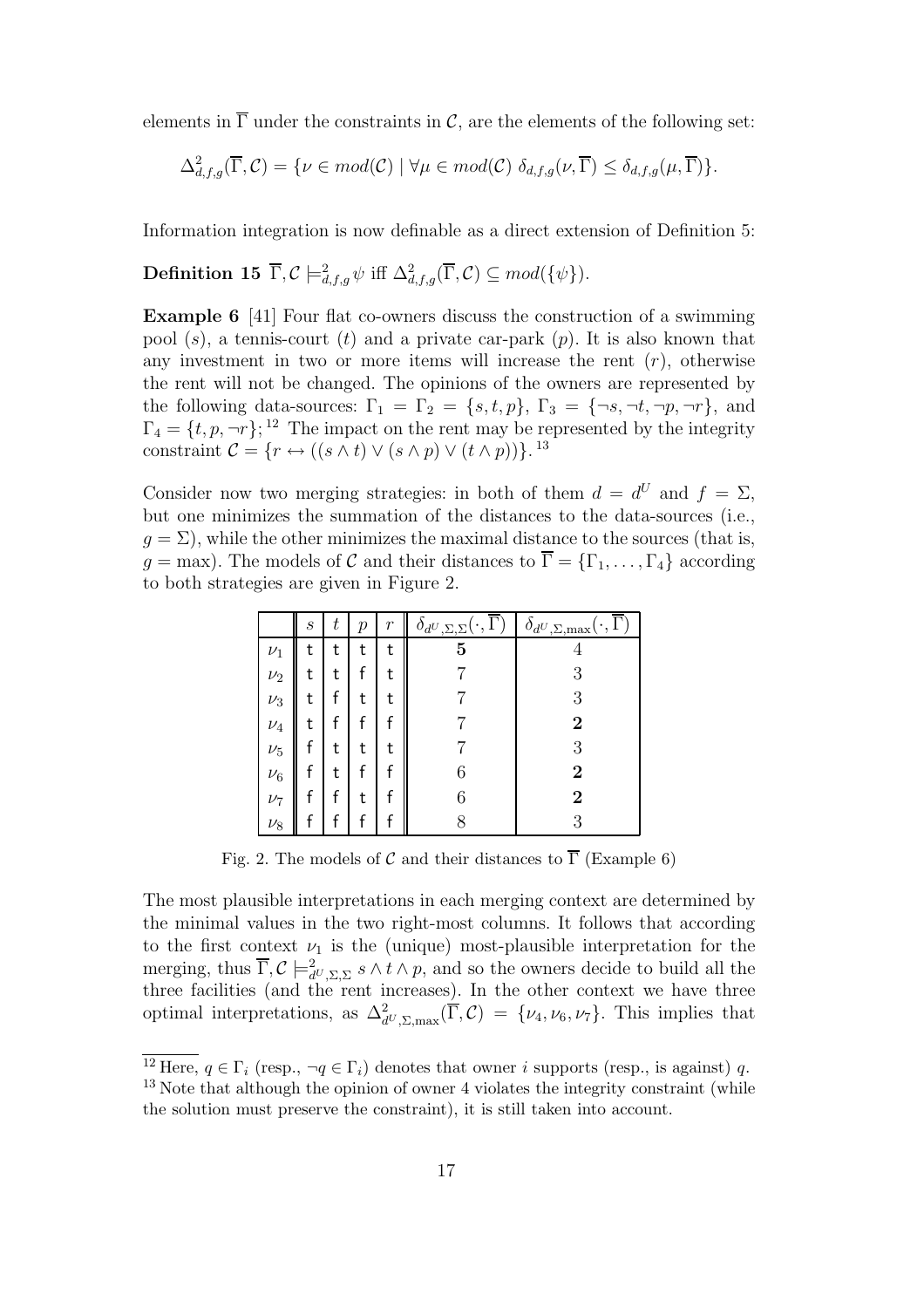elements in $\overline{\Gamma}$ under the constraints in $\mathcal{C}$, are the elements of the following set:

$$\Delta^2_{d,f,g}(\overline{\Gamma}, \mathcal{C}) = \{\nu \in mod(\mathcal{C}) \mid \forall \mu \in mod(\mathcal{C})\ \delta_{d,f,g}(\nu, \overline{\Gamma}) \leq \delta_{d,f,g}(\mu, \overline{\Gamma})\}.$$

Information integration is now definable as a direct extension of Definition 5:

**Definition 15** $\overline{\Gamma}, \mathcal{C} \models^2_{d,f,g} \psi$ iff $\Delta^2_{d,f,g}(\overline{\Gamma}, \mathcal{C}) \subseteq mod(\{\psi\})$.

**Example 6** [41] Four flat co-owners discuss the construction of a swimming pool ($s$), a tennis-court ($t$) and a private car-park ($p$). It is also known that any investment in two or more items will increase the rent ($r$), otherwise the rent will not be changed. The opinions of the owners are represented by the following data-sources: $\Gamma_1 = \Gamma_2 = \{s, t, p\}$, $\Gamma_3 = \{\neg s, \neg t, \neg p, \neg r\}$, and $\Gamma_4 = \{t, p, \neg r\}$;[12] The impact on the rent may be represented by the integrity constraint $\mathcal{C} = \{r \leftrightarrow ((s \wedge t) \vee (s \wedge p) \vee (t \wedge p))\}$.[13]

Consider now two merging strategies: in both of them $d = d^U$ and $f = \Sigma$, but one minimizes the summation of the distances to the data-sources (i.e., $g = \Sigma$), while the other minimizes the maximal distance to the sources (that is, $g = \max$). The models of $\mathcal{C}$ and their distances to $\overline{\Gamma} = \{\Gamma_1, \ldots, \Gamma_4\}$ according to both strategies are given in Figure 2.

| | $s$ | $t$ | $p$ | $r$ | $\delta_{d^U,\Sigma,\Sigma}(\cdot, \overline{\Gamma})$ | $\delta_{d^U,\Sigma,\max}(\cdot, \overline{\Gamma})$ |
|---|---|---|---|---|---|---|
| $\nu_1$ | t | t | t | t | **5** | 4 |
| $\nu_2$ | t | t | f | t | 7 | 3 |
| $\nu_3$ | t | f | t | t | 7 | 3 |
| $\nu_4$ | t | f | f | f | 7 | **2** |
| $\nu_5$ | f | t | t | t | 7 | 3 |
| $\nu_6$ | f | t | f | f | 6 | **2** |
| $\nu_7$ | f | f | t | f | 6 | **2** |
| $\nu_8$ | f | f | f | f | 8 | 3 |

Fig. 2. The models of $\mathcal{C}$ and their distances to $\overline{\Gamma}$ (Example 6)

The most plausible interpretations in each merging context are determined by the minimal values in the two right-most columns. It follows that according to the first context $\nu_1$ is the (unique) most-plausible interpretation for the merging, thus $\overline{\Gamma}, \mathcal{C} \models^2_{d^U,\Sigma,\Sigma} s \wedge t \wedge p$, and so the owners decide to build all the three facilities (and the rent increases). In the other context we have three optimal interpretations, as $\Delta^2_{d^U,\Sigma,\max}(\overline{\Gamma}, \mathcal{C}) = \{\nu_4, \nu_6, \nu_7\}$. This implies that

[12] Here, $q \in \Gamma_i$ (resp., $\neg q \in \Gamma_i$) denotes that owner $i$ supports (resp., is against) $q$.

[13] Note that although the opinion of owner 4 violates the integrity constraint (while the solution must preserve the constraint), it is still taken into account.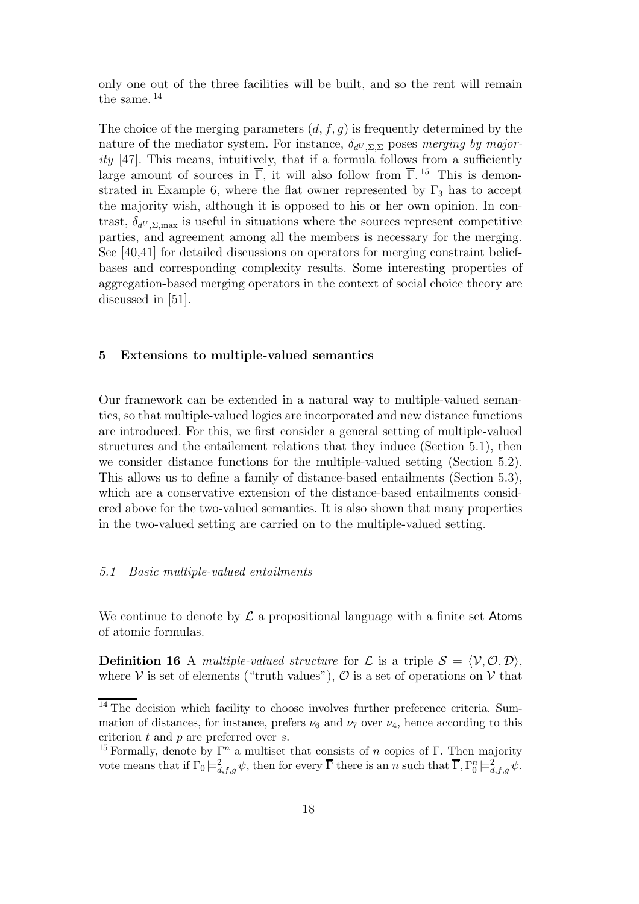only one out of the three facilities will be built, and so the rent will remain the same.[14]

The choice of the merging parameters $(d, f, g)$ is frequently determined by the nature of the mediator system. For instance, $\delta_{d^U,\Sigma,\Sigma}$ poses *merging by majority* [47]. This means, intuitively, that if a formula follows from a sufficiently large amount of sources in $\overline{\Gamma}$, it will also follow from $\overline{\Gamma}$.[15] This is demonstrated in Example 6, where the flat owner represented by $\Gamma_3$ has to accept the majority wish, although it is opposed to his or her own opinion. In contrast, $\delta_{d^U,\Sigma,\max}$ is useful in situations where the sources represent competitive parties, and agreement among all the members is necessary for the merging. See [40,41] for detailed discussions on operators for merging constraint belief-bases and corresponding complexity results. Some interesting properties of aggregation-based merging operators in the context of social choice theory are discussed in [51].

## 5 Extensions to multiple-valued semantics

Our framework can be extended in a natural way to multiple-valued semantics, so that multiple-valued logics are incorporated and new distance functions are introduced. For this, we first consider a general setting of multiple-valued structures and the entailement relations that they induce (Section 5.1), then we consider distance functions for the multiple-valued setting (Section 5.2). This allows us to define a family of distance-based entailments (Section 5.3), which are a conservative extension of the distance-based entailments considered above for the two-valued semantics. It is also shown that many properties in the two-valued setting are carried on to the multiple-valued setting.

### *5.1 Basic multiple-valued entailments*

We continue to denote by $\mathcal{L}$ a propositional language with a finite set $\mathsf{Atoms}$ of atomic formulas.

**Definition 16** A *multiple-valued structure* for $\mathcal{L}$ is a triple $\mathcal{S} = \langle \mathcal{V}, \mathcal{O}, \mathcal{D} \rangle$, where $\mathcal{V}$ is set of elements ("truth values"), $\mathcal{O}$ is a set of operations on $\mathcal{V}$ that

---

[14] The decision which facility to choose involves further preference criteria. Summation of distances, for instance, prefers $\nu_6$ and $\nu_7$ over $\nu_4$, hence according to this criterion $t$ and $p$ are preferred over $s$.

[15] Formally, denote by $\Gamma^n$ a multiset that consists of $n$ copies of $\Gamma$. Then majority vote means that if $\Gamma_0 \models^2_{d,f,g} \psi$, then for every $\overline{\Gamma}$ there is an $n$ such that $\overline{\Gamma}, \Gamma_0^n \models^2_{d,f,g} \psi$.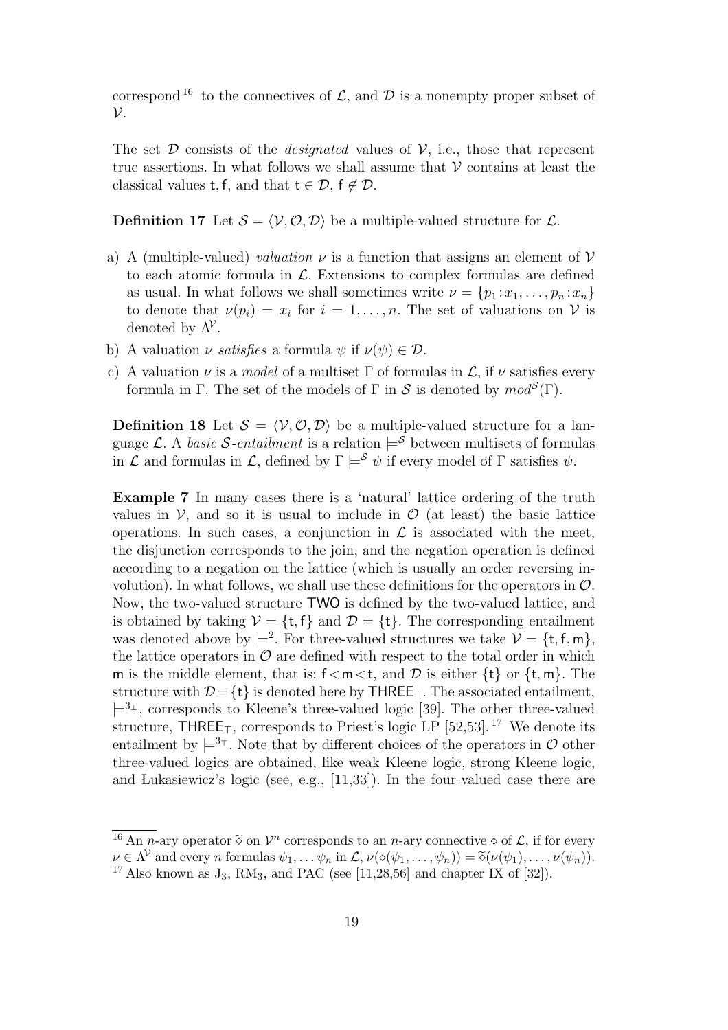correspond [16] to the connectives of $\mathcal{L}$, and $\mathcal{D}$ is a nonempty proper subset of $\mathcal{V}$.

The set $\mathcal{D}$ consists of the *designated* values of $\mathcal{V}$, i.e., those that represent true assertions. In what follows we shall assume that $\mathcal{V}$ contains at least the classical values $\mathsf{t}, \mathsf{f}$, and that $\mathsf{t} \in \mathcal{D}$, $\mathsf{f} \notin \mathcal{D}$.

**Definition 17** Let $\mathcal{S} = \langle \mathcal{V}, \mathcal{O}, \mathcal{D} \rangle$ be a multiple-valued structure for $\mathcal{L}$.

a) A (multiple-valued) *valuation* $\nu$ is a function that assigns an element of $\mathcal{V}$ to each atomic formula in $\mathcal{L}$. Extensions to complex formulas are defined as usual. In what follows we shall sometimes write $\nu = \{p_1 : x_1, \ldots, p_n : x_n\}$ to denote that $\nu(p_i) = x_i$ for $i = 1, \ldots, n$. The set of valuations on $\mathcal{V}$ is denoted by $\Lambda^{\mathcal{V}}$.

b) A valuation $\nu$ *satisfies* a formula $\psi$ if $\nu(\psi) \in \mathcal{D}$.

c) A valuation $\nu$ is a *model* of a multiset $\Gamma$ of formulas in $\mathcal{L}$, if $\nu$ satisfies every formula in $\Gamma$. The set of the models of $\Gamma$ in $\mathcal{S}$ is denoted by $mod^{\mathcal{S}}(\Gamma)$.

**Definition 18** Let $\mathcal{S} = \langle \mathcal{V}, \mathcal{O}, \mathcal{D} \rangle$ be a multiple-valued structure for a language $\mathcal{L}$. A *basic $\mathcal{S}$-entailment* is a relation $\models^{\mathcal{S}}$ between multisets of formulas in $\mathcal{L}$ and formulas in $\mathcal{L}$, defined by $\Gamma \models^{\mathcal{S}} \psi$ if every model of $\Gamma$ satisfies $\psi$.

**Example 7** In many cases there is a 'natural' lattice ordering of the truth values in $\mathcal{V}$, and so it is usual to include in $\mathcal{O}$ (at least) the basic lattice operations. In such cases, a conjunction in $\mathcal{L}$ is associated with the meet, the disjunction corresponds to the join, and the negation operation is defined according to a negation on the lattice (which is usually an order reversing involution). In what follows, we shall use these definitions for the operators in $\mathcal{O}$. Now, the two-valued structure $\mathsf{TWO}$ is defined by the two-valued lattice, and is obtained by taking $\mathcal{V} = \{\mathsf{t}, \mathsf{f}\}$ and $\mathcal{D} = \{\mathsf{t}\}$. The corresponding entailment was denoted above by $\models^2$. For three-valued structures we take $\mathcal{V} = \{\mathsf{t}, \mathsf{f}, \mathsf{m}\}$, the lattice operators in $\mathcal{O}$ are defined with respect to the total order in which $\mathsf{m}$ is the middle element, that is: $\mathsf{f} < \mathsf{m} < \mathsf{t}$, and $\mathcal{D}$ is either $\{\mathsf{t}\}$ or $\{\mathsf{t}, \mathsf{m}\}$. The structure with $\mathcal{D} = \{\mathsf{t}\}$ is denoted here by $\mathsf{THREE}_{\bot}$. The associated entailment, $\models^{3_{\bot}}$, corresponds to Kleene's three-valued logic [39]. The other three-valued structure, $\mathsf{THREE}_{\top}$, corresponds to Priest's logic LP [52,53]. [17] We denote its entailment by $\models^{3_{\top}}$. Note that by different choices of the operators in $\mathcal{O}$ other three-valued logics are obtained, like weak Kleene logic, strong Kleene logic, and Łukasiewicz's logic (see, e.g., [11,33]). In the four-valued case there are

---

[16] An $n$-ary operator $\widetilde{\diamond}$ on $\mathcal{V}^n$ corresponds to an $n$-ary connective $\diamond$ of $\mathcal{L}$, if for every $\nu \in \Lambda^{\mathcal{V}}$ and every $n$ formulas $\psi_1, \ldots \psi_n$ in $\mathcal{L}$, $\nu(\diamond(\psi_1, \ldots, \psi_n)) = \widetilde{\diamond}(\nu(\psi_1), \ldots, \nu(\psi_n))$.

[17] Also known as $\mathrm{J}_3$, $\mathrm{RM}_3$, and PAC (see [11,28,56] and chapter IX of [32]).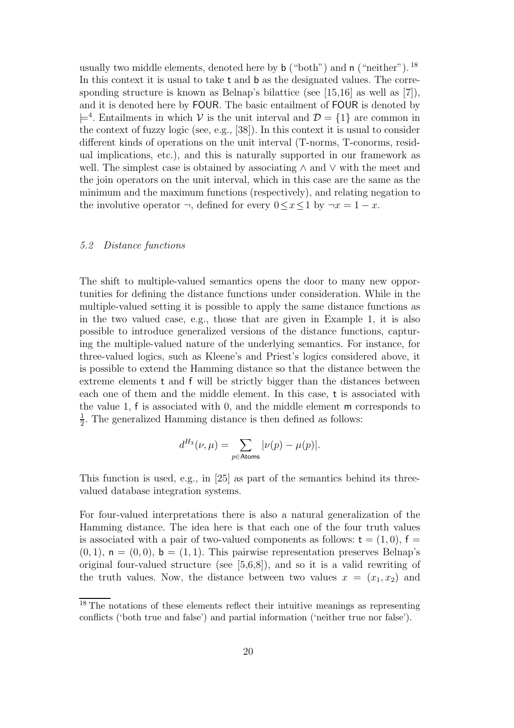usually two middle elements, denoted here by b ("both") and n ("neither"). [18] In this context it is usual to take t and b as the designated values. The corresponding structure is known as Belnap's bilattice (see [15,16] as well as [7]), and it is denoted here by FOUR. The basic entailment of FOUR is denoted by $\models^4$. Entailments in which $\mathcal{V}$ is the unit interval and $\mathcal{D} = \{1\}$ are common in the context of fuzzy logic (see, e.g., [38]). In this context it is usual to consider different kinds of operations on the unit interval (T-norms, T-conorms, residual implications, etc.), and this is naturally supported in our framework as well. The simplest case is obtained by associating $\wedge$ and $\vee$ with the meet and the join operators on the unit interval, which in this case are the same as the minimum and the maximum functions (respectively), and relating negation to the involutive operator $\neg$, defined for every $0 \leq x \leq 1$ by $\neg x = 1 - x$.

### *5.2 Distance functions*

The shift to multiple-valued semantics opens the door to many new opportunities for defining the distance functions under consideration. While in the multiple-valued setting it is possible to apply the same distance functions as in the two valued case, e.g., those that are given in Example 1, it is also possible to introduce generalized versions of the distance functions, capturing the multiple-valued nature of the underlying semantics. For instance, for three-valued logics, such as Kleene's and Priest's logics considered above, it is possible to extend the Hamming distance so that the distance between the extreme elements t and f will be strictly bigger than the distances between each one of them and the middle element. In this case, t is associated with the value 1, f is associated with 0, and the middle element m corresponds to $\frac{1}{2}$. The generalized Hamming distance is then defined as follows:

$$d^{H_3}(\nu, \mu) = \sum_{p \in \mathsf{Atoms}} |\nu(p) - \mu(p)|.$$

This function is used, e.g., in [25] as part of the semantics behind its three-valued database integration systems.

For four-valued interpretations there is also a natural generalization of the Hamming distance. The idea here is that each one of the four truth values is associated with a pair of two-valued components as follows: $\mathsf{t} = (1, 0)$, $\mathsf{f} = (0, 1)$, $\mathsf{n} = (0, 0)$, $\mathsf{b} = (1, 1)$. This pairwise representation preserves Belnap's original four-valued structure (see [5,6,8]), and so it is a valid rewriting of the truth values. Now, the distance between two values $x = (x_1, x_2)$ and

[18] The notations of these elements reflect their intuitive meanings as representing conflicts ('both true and false') and partial information ('neither true nor false').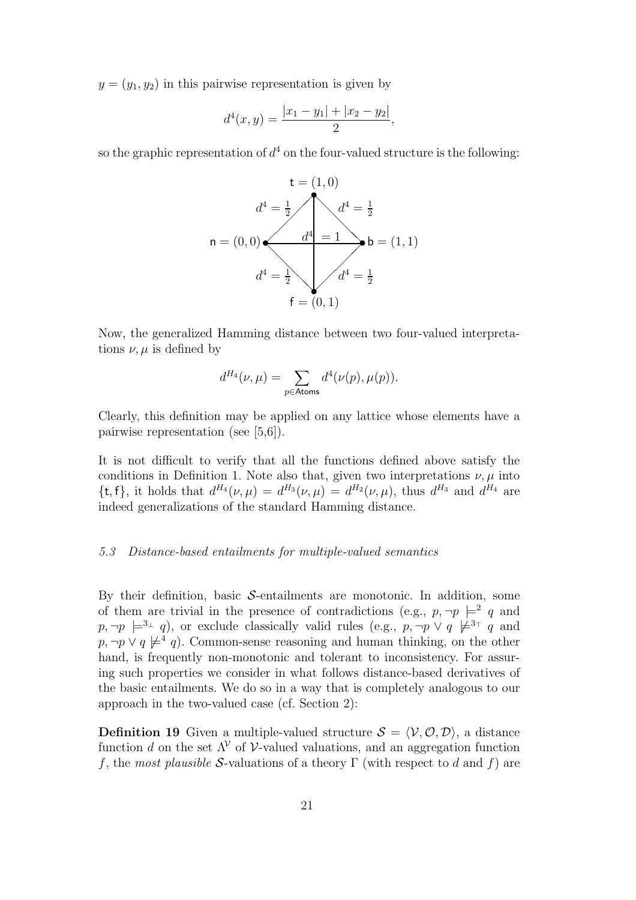$y = (y_1, y_2)$ in this pairwise representation is given by

$$d^4(x, y) = \frac{|x_1 - y_1| + |x_2 - y_2|}{2},$$

so the graphic representation of $d^4$ on the four-valued structure is the following:

$\mathsf{t} = (1,0)$, $\mathsf{n} = (0,0)$, $\mathsf{b} = (1,1)$, $\mathsf{f} = (0,1)$; $d^4 = \frac{1}{2}$ on each outer edge, $d^4 = 1$ on the diagonals.

Now, the generalized Hamming distance between two four-valued interpretations $\nu, \mu$ is defined by

$$d^{H_4}(\nu, \mu) = \sum_{p \in \mathsf{Atoms}} d^4(\nu(p), \mu(p)).$$

Clearly, this definition may be applied on any lattice whose elements have a pairwise representation (see [5,6]).

It is not difficult to verify that all the functions defined above satisfy the conditions in Definition 1. Note also that, given two interpretations $\nu, \mu$ into $\{\mathsf{t}, \mathsf{f}\}$, it holds that $d^{H_4}(\nu, \mu) = d^{H_3}(\nu, \mu) = d^{H_2}(\nu, \mu)$, thus $d^{H_3}$ and $d^{H_4}$ are indeed generalizations of the standard Hamming distance.

### *5.3 Distance-based entailments for multiple-valued semantics*

By their definition, basic $\mathcal{S}$-entailments are monotonic. In addition, some of them are trivial in the presence of contradictions (e.g., $p, \neg p \models^2 q$ and $p, \neg p \models^{3_\bot} q$), or exclude classically valid rules (e.g., $p, \neg p \vee q \not\models^{3_\top} q$ and $p, \neg p \vee q \not\models^4 q$). Common-sense reasoning and human thinking, on the other hand, is frequently non-monotonic and tolerant to inconsistency. For assuring such properties we consider in what follows distance-based derivatives of the basic entailments. We do so in a way that is completely analogous to our approach in the two-valued case (cf. Section 2):

**Definition 19** Given a multiple-valued structure $\mathcal{S} = \langle \mathcal{V}, \mathcal{O}, \mathcal{D} \rangle$, a distance function $d$ on the set $\Lambda^{\mathcal{V}}$ of $\mathcal{V}$-valued valuations, and an aggregation function $f$, the *most plausible* $\mathcal{S}$-valuations of a theory $\Gamma$ (with respect to $d$ and $f$) are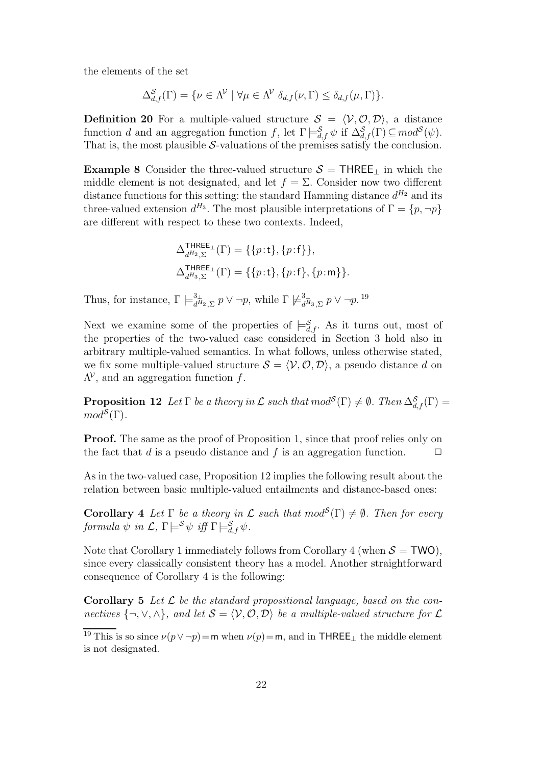the elements of the set

$$\Delta^{\mathcal{S}}_{d,f}(\Gamma) = \{\nu \in \Lambda^{\mathcal{V}} \mid \forall \mu \in \Lambda^{\mathcal{V}}\ \delta_{d,f}(\nu, \Gamma) \leq \delta_{d,f}(\mu, \Gamma)\}.$$

**Definition 20** For a multiple-valued structure $\mathcal{S} = \langle \mathcal{V}, \mathcal{O}, \mathcal{D} \rangle$, a distance function $d$ and an aggregation function $f$, let $\Gamma \models^{\mathcal{S}}_{d,f} \psi$ if $\Delta^{\mathcal{S}}_{d,f}(\Gamma) \subseteq mod^{\mathcal{S}}(\psi)$. That is, the most plausible $\mathcal{S}$-valuations of the premises satisfy the conclusion.

**Example 8** Consider the three-valued structure $\mathcal{S} = \mathsf{THREE}_{\bot}$ in which the middle element is not designated, and let $f = \Sigma$. Consider now two different distance functions for this setting: the standard Hamming distance $d^{H_2}$ and its three-valued extension $d^{H_3}$. The most plausible interpretations of $\Gamma = \{p, \neg p\}$ are different with respect to these two contexts. Indeed,

$$\Delta^{\mathsf{THREE}_{\bot}}_{d^{H_2},\Sigma}(\Gamma) = \{\{p\!:\!\mathsf{t}\}, \{p\!:\!\mathsf{f}\}\},$$
$$\Delta^{\mathsf{THREE}_{\bot}}_{d^{H_3},\Sigma}(\Gamma) = \{\{p\!:\!\mathsf{t}\}, \{p\!:\!\mathsf{f}\}, \{p\!:\!\mathsf{m}\}\}.$$

Thus, for instance, $\Gamma \models^{3_{\bot}}_{d^{H_2},\Sigma} p \vee \neg p$, while $\Gamma \not\models^{3_{\bot}}_{d^{H_3},\Sigma} p \vee \neg p$.[19]

Next we examine some of the properties of $\models^{\mathcal{S}}_{d,f}$. As it turns out, most of the properties of the two-valued case considered in Section 3 hold also in arbitrary multiple-valued semantics. In what follows, unless otherwise stated, we fix some multiple-valued structure $\mathcal{S} = \langle \mathcal{V}, \mathcal{O}, \mathcal{D} \rangle$, a pseudo distance $d$ on $\Lambda^{\mathcal{V}}$, and an aggregation function $f$.

**Proposition 12** *Let $\Gamma$ be a theory in $\mathcal{L}$ such that $mod^{\mathcal{S}}(\Gamma) \neq \emptyset$. Then $\Delta^{\mathcal{S}}_{d,f}(\Gamma) = mod^{\mathcal{S}}(\Gamma)$.*

**Proof.** The same as the proof of Proposition 1, since that proof relies only on the fact that $d$ is a pseudo distance and $f$ is an aggregation function. $\Box$

As in the two-valued case, Proposition 12 implies the following result about the relation between basic multiple-valued entailments and distance-based ones:

**Corollary 4** *Let $\Gamma$ be a theory in $\mathcal{L}$ such that $mod^{\mathcal{S}}(\Gamma) \neq \emptyset$. Then for every formula $\psi$ in $\mathcal{L}$, $\Gamma \models^{\mathcal{S}} \psi$ iff $\Gamma \models^{\mathcal{S}}_{d,f} \psi$.*

Note that Corollary 1 immediately follows from Corollary 4 (when $\mathcal{S} = \mathsf{TWO}$), since every classically consistent theory has a model. Another straightforward consequence of Corollary 4 is the following:

**Corollary 5** *Let $\mathcal{L}$ be the standard propositional language, based on the connectives $\{\neg, \vee, \wedge\}$, and let $\mathcal{S} = \langle \mathcal{V}, \mathcal{O}, \mathcal{D} \rangle$ be a multiple-valued structure for $\mathcal{L}$*

[19] This is so since $\nu(p \vee \neg p) = \mathsf{m}$ when $\nu(p) = \mathsf{m}$, and in $\mathsf{THREE}_{\bot}$ the middle element is not designated.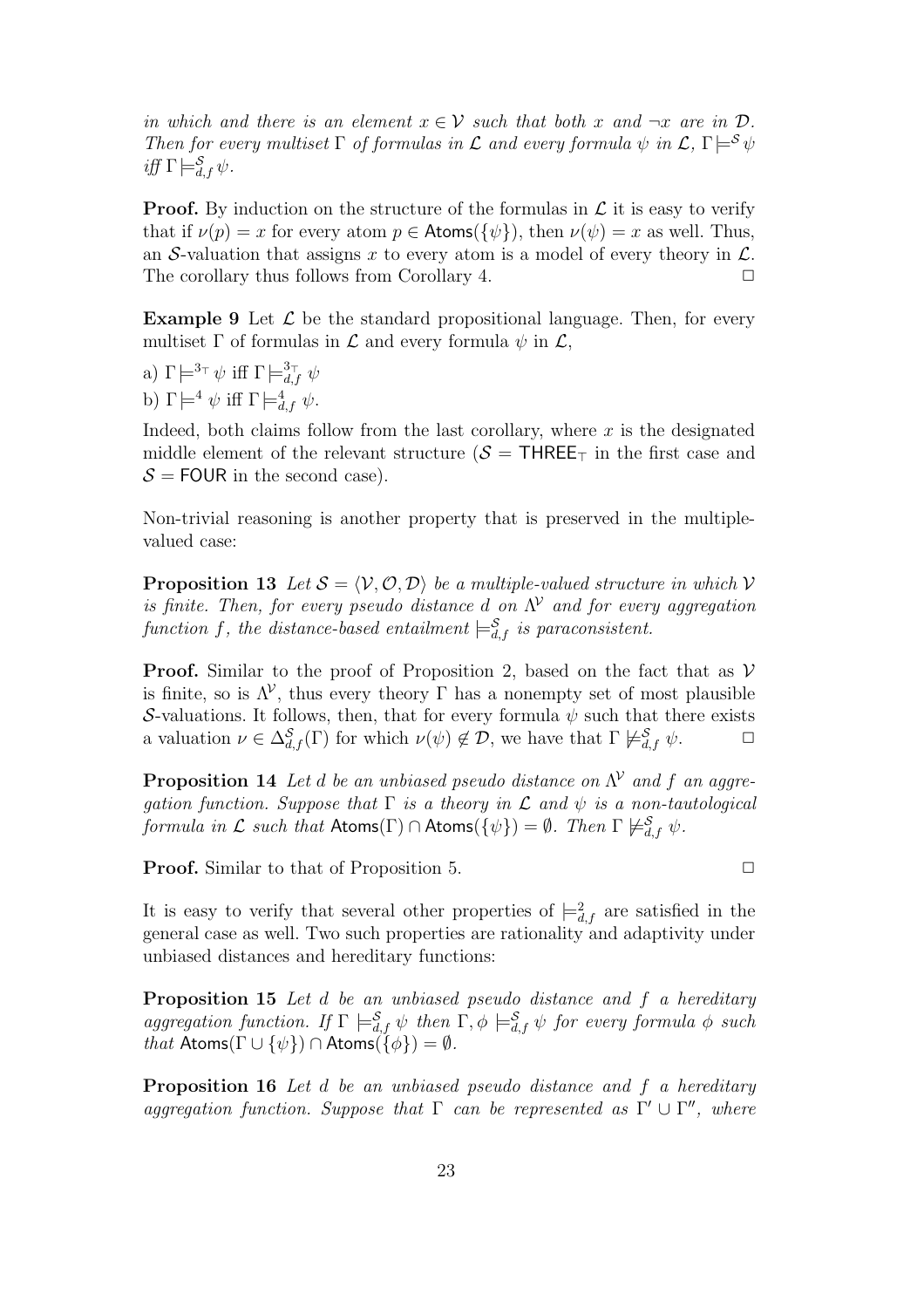*in which and there is an element $x \in \mathcal{V}$ such that both $x$ and $\neg x$ are in $\mathcal{D}$. Then for every multiset $\Gamma$ of formulas in $\mathcal{L}$ and every formula $\psi$ in $\mathcal{L}$, $\Gamma \models^{\mathcal{S}} \psi$ iff $\Gamma \models^{\mathcal{S}}_{d,f} \psi$.*

**Proof.** By induction on the structure of the formulas in $\mathcal{L}$ it is easy to verify that if $\nu(p) = x$ for every atom $p \in \mathsf{Atoms}(\{\psi\})$, then $\nu(\psi) = x$ as well. Thus, an $\mathcal{S}$-valuation that assigns $x$ to every atom is a model of every theory in $\mathcal{L}$. The corollary thus follows from Corollary 4. $\square$

**Example 9** Let $\mathcal{L}$ be the standard propositional language. Then, for every multiset $\Gamma$ of formulas in $\mathcal{L}$ and every formula $\psi$ in $\mathcal{L}$,

a) $\Gamma \models^{3_\top} \psi$ iff $\Gamma \models^{3_\top}_{d,f} \psi$

b) $\Gamma \models^{4} \psi$ iff $\Gamma \models^{4}_{d,f} \psi$.

Indeed, both claims follow from the last corollary, where $x$ is the designated middle element of the relevant structure ($\mathcal{S} = \mathsf{THREE}_\top$ in the first case and $\mathcal{S} = \mathsf{FOUR}$ in the second case).

Non-trivial reasoning is another property that is preserved in the multiple-valued case:

**Proposition 13** *Let $\mathcal{S} = \langle \mathcal{V}, \mathcal{O}, \mathcal{D} \rangle$ be a multiple-valued structure in which $\mathcal{V}$ is finite. Then, for every pseudo distance $d$ on $\Lambda^{\mathcal{V}}$ and for every aggregation function $f$, the distance-based entailment $\models^{\mathcal{S}}_{d,f}$ is paraconsistent.*

**Proof.** Similar to the proof of Proposition 2, based on the fact that as $\mathcal{V}$ is finite, so is $\Lambda^{\mathcal{V}}$, thus every theory $\Gamma$ has a nonempty set of most plausible $\mathcal{S}$-valuations. It follows, then, that for every formula $\psi$ such that there exists a valuation $\nu \in \Delta^{\mathcal{S}}_{d,f}(\Gamma)$ for which $\nu(\psi) \notin \mathcal{D}$, we have that $\Gamma \not\models^{\mathcal{S}}_{d,f} \psi$. $\square$

**Proposition 14** *Let $d$ be an unbiased pseudo distance on $\Lambda^{\mathcal{V}}$ and $f$ an aggregation function. Suppose that $\Gamma$ is a theory in $\mathcal{L}$ and $\psi$ is a non-tautological formula in $\mathcal{L}$ such that $\mathsf{Atoms}(\Gamma) \cap \mathsf{Atoms}(\{\psi\}) = \emptyset$. Then $\Gamma \not\models^{\mathcal{S}}_{d,f} \psi$.*

**Proof.** Similar to that of Proposition 5. $\square$

It is easy to verify that several other properties of $\models^{2}_{d,f}$ are satisfied in the general case as well. Two such properties are rationality and adaptivity under unbiased distances and hereditary functions:

**Proposition 15** *Let $d$ be an unbiased pseudo distance and $f$ a hereditary aggregation function. If $\Gamma \models^{\mathcal{S}}_{d,f} \psi$ then $\Gamma, \phi \models^{\mathcal{S}}_{d,f} \psi$ for every formula $\phi$ such that $\mathsf{Atoms}(\Gamma \cup \{\psi\}) \cap \mathsf{Atoms}(\{\phi\}) = \emptyset$.*

**Proposition 16** *Let $d$ be an unbiased pseudo distance and $f$ a hereditary aggregation function. Suppose that $\Gamma$ can be represented as $\Gamma' \cup \Gamma''$, where*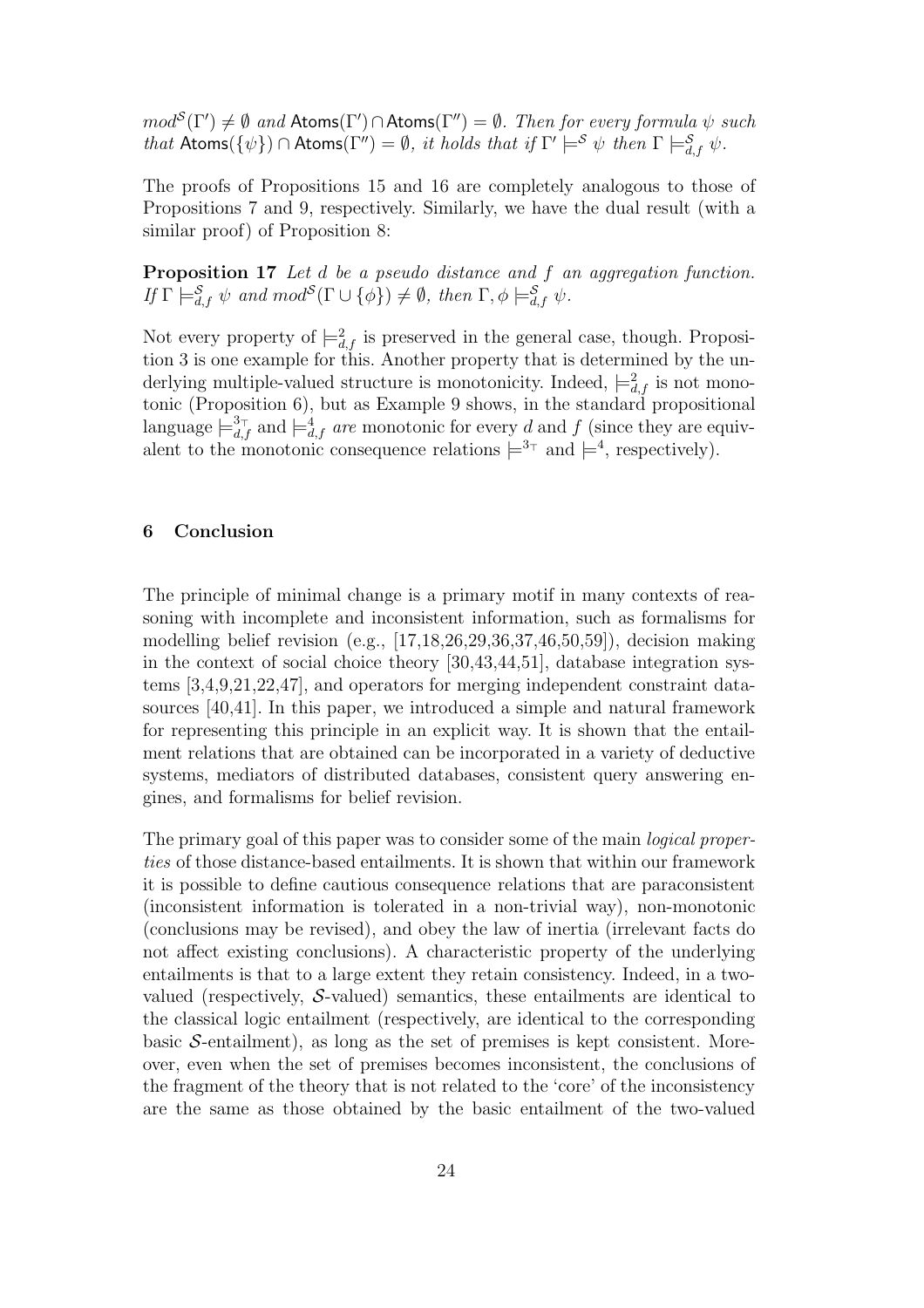*$mod^{\mathcal{S}}(\Gamma') \neq \emptyset$ and $\mathsf{Atoms}(\Gamma') \cap \mathsf{Atoms}(\Gamma'') = \emptyset$. Then for every formula $\psi$ such that $\mathsf{Atoms}(\{\psi\}) \cap \mathsf{Atoms}(\Gamma'') = \emptyset$, it holds that if $\Gamma' \models^{\mathcal{S}} \psi$ then $\Gamma \models^{\mathcal{S}}_{d,f} \psi$.*

The proofs of Propositions 15 and 16 are completely analogous to those of Propositions 7 and 9, respectively. Similarly, we have the dual result (with a similar proof) of Proposition 8:

**Proposition 17** *Let $d$ be a pseudo distance and $f$ an aggregation function. If $\Gamma \models^{\mathcal{S}}_{d,f} \psi$ and $mod^{\mathcal{S}}(\Gamma \cup \{\phi\}) \neq \emptyset$, then $\Gamma, \phi \models^{\mathcal{S}}_{d,f} \psi$.*

Not every property of $\models^{2}_{d,f}$ is preserved in the general case, though. Proposition 3 is one example for this. Another property that is determined by the underlying multiple-valued structure is monotonicity. Indeed, $\models^{2}_{d,f}$ is not monotonic (Proposition 6), but as Example 9 shows, in the standard propositional language $\models^{3_\top}_{d,f}$ and $\models^{4}_{d,f}$ *are* monotonic for every $d$ and $f$ (since they are equivalent to the monotonic consequence relations $\models^{3_\top}$ and $\models^{4}$, respectively).

## 6 Conclusion

The principle of minimal change is a primary motif in many contexts of reasoning with incomplete and inconsistent information, such as formalisms for modelling belief revision (e.g., [17,18,26,29,36,37,46,50,59]), decision making in the context of social choice theory [30,43,44,51], database integration systems [3,4,9,21,22,47], and operators for merging independent constraint datasources [40,41]. In this paper, we introduced a simple and natural framework for representing this principle in an explicit way. It is shown that the entailment relations that are obtained can be incorporated in a variety of deductive systems, mediators of distributed databases, consistent query answering engines, and formalisms for belief revision.

The primary goal of this paper was to consider some of the main *logical properties* of those distance-based entailments. It is shown that within our framework it is possible to define cautious consequence relations that are paraconsistent (inconsistent information is tolerated in a non-trivial way), non-monotonic (conclusions may be revised), and obey the law of inertia (irrelevant facts do not affect existing conclusions). A characteristic property of the underlying entailments is that to a large extent they retain consistency. Indeed, in a two-valued (respectively, $\mathcal{S}$-valued) semantics, these entailments are identical to the classical logic entailment (respectively, are identical to the corresponding basic $\mathcal{S}$-entailment), as long as the set of premises is kept consistent. Moreover, even when the set of premises becomes inconsistent, the conclusions of the fragment of the theory that is not related to the 'core' of the inconsistency are the same as those obtained by the basic entailment of the two-valued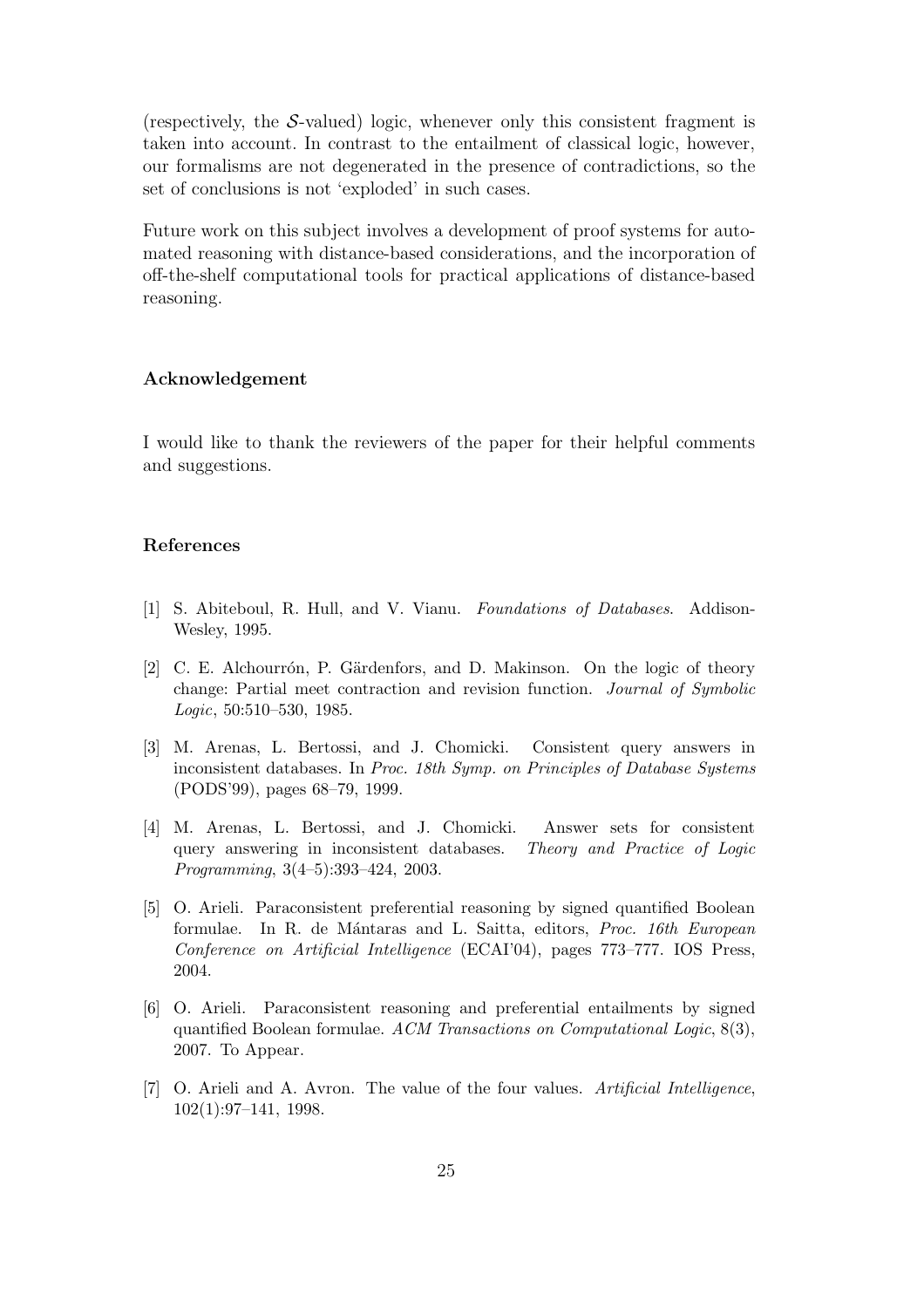(respectively, the $\mathcal{S}$-valued) logic, whenever only this consistent fragment is taken into account. In contrast to the entailment of classical logic, however, our formalisms are not degenerated in the presence of contradictions, so the set of conclusions is not 'exploded' in such cases.

Future work on this subject involves a development of proof systems for automated reasoning with distance-based considerations, and the incorporation of off-the-shelf computational tools for practical applications of distance-based reasoning.

### Acknowledgement

I would like to thank the reviewers of the paper for their helpful comments and suggestions.

### References

[1] S. Abiteboul, R. Hull, and V. Vianu. *Foundations of Databases*. Addison-Wesley, 1995.

[2] C. E. Alchourrón, P. Gärdenfors, and D. Makinson. On the logic of theory change: Partial meet contraction and revision function. *Journal of Symbolic Logic*, 50:510–530, 1985.

[3] M. Arenas, L. Bertossi, and J. Chomicki. Consistent query answers in inconsistent databases. In *Proc. 18th Symp. on Principles of Database Systems* (PODS'99), pages 68–79, 1999.

[4] M. Arenas, L. Bertossi, and J. Chomicki. Answer sets for consistent query answering in inconsistent databases. *Theory and Practice of Logic Programming*, 3(4–5):393–424, 2003.

[5] O. Arieli. Paraconsistent preferential reasoning by signed quantified Boolean formulae. In R. de Mántaras and L. Saitta, editors, *Proc. 16th European Conference on Artificial Intelligence* (ECAI'04), pages 773–777. IOS Press, 2004.

[6] O. Arieli. Paraconsistent reasoning and preferential entailments by signed quantified Boolean formulae. *ACM Transactions on Computational Logic*, 8(3), 2007. To Appear.

[7] O. Arieli and A. Avron. The value of the four values. *Artificial Intelligence*, 102(1):97–141, 1998.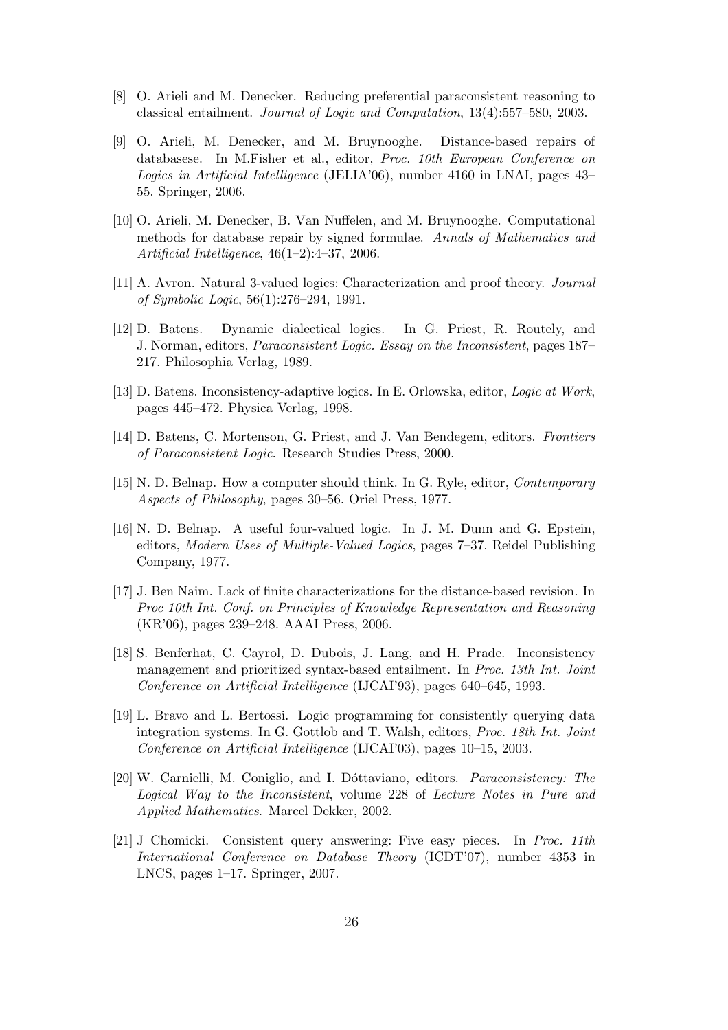[8] O. Arieli and M. Denecker. Reducing preferential paraconsistent reasoning to classical entailment. *Journal of Logic and Computation*, 13(4):557–580, 2003.

[9] O. Arieli, M. Denecker, and M. Bruynooghe. Distance-based repairs of databasese. In M.Fisher et al., editor, *Proc. 10th European Conference on Logics in Artificial Intelligence* (JELIA'06), number 4160 in LNAI, pages 43–55. Springer, 2006.

[10] O. Arieli, M. Denecker, B. Van Nuffelen, and M. Bruynooghe. Computational methods for database repair by signed formulae. *Annals of Mathematics and Artificial Intelligence*, 46(1–2):4–37, 2006.

[11] A. Avron. Natural 3-valued logics: Characterization and proof theory. *Journal of Symbolic Logic*, 56(1):276–294, 1991.

[12] D. Batens. Dynamic dialectical logics. In G. Priest, R. Routely, and J. Norman, editors, *Paraconsistent Logic. Essay on the Inconsistent*, pages 187–217. Philosophia Verlag, 1989.

[13] D. Batens. Inconsistency-adaptive logics. In E. Orlowska, editor, *Logic at Work*, pages 445–472. Physica Verlag, 1998.

[14] D. Batens, C. Mortenson, G. Priest, and J. Van Bendegem, editors. *Frontiers of Paraconsistent Logic*. Research Studies Press, 2000.

[15] N. D. Belnap. How a computer should think. In G. Ryle, editor, *Contemporary Aspects of Philosophy*, pages 30–56. Oriel Press, 1977.

[16] N. D. Belnap. A useful four-valued logic. In J. M. Dunn and G. Epstein, editors, *Modern Uses of Multiple-Valued Logics*, pages 7–37. Reidel Publishing Company, 1977.

[17] J. Ben Naim. Lack of finite characterizations for the distance-based revision. In *Proc 10th Int. Conf. on Principles of Knowledge Representation and Reasoning* (KR'06), pages 239–248. AAAI Press, 2006.

[18] S. Benferhat, C. Cayrol, D. Dubois, J. Lang, and H. Prade. Inconsistency management and prioritized syntax-based entailment. In *Proc. 13th Int. Joint Conference on Artificial Intelligence* (IJCAI'93), pages 640–645, 1993.

[19] L. Bravo and L. Bertossi. Logic programming for consistently querying data integration systems. In G. Gottlob and T. Walsh, editors, *Proc. 18th Int. Joint Conference on Artificial Intelligence* (IJCAI'03), pages 10–15, 2003.

[20] W. Carnielli, M. Coniglio, and I. Dóttaviano, editors. *Paraconsistency: The Logical Way to the Inconsistent*, volume 228 of *Lecture Notes in Pure and Applied Mathematics*. Marcel Dekker, 2002.

[21] J Chomicki. Consistent query answering: Five easy pieces. In *Proc. 11th International Conference on Database Theory* (ICDT'07), number 4353 in LNCS, pages 1–17. Springer, 2007.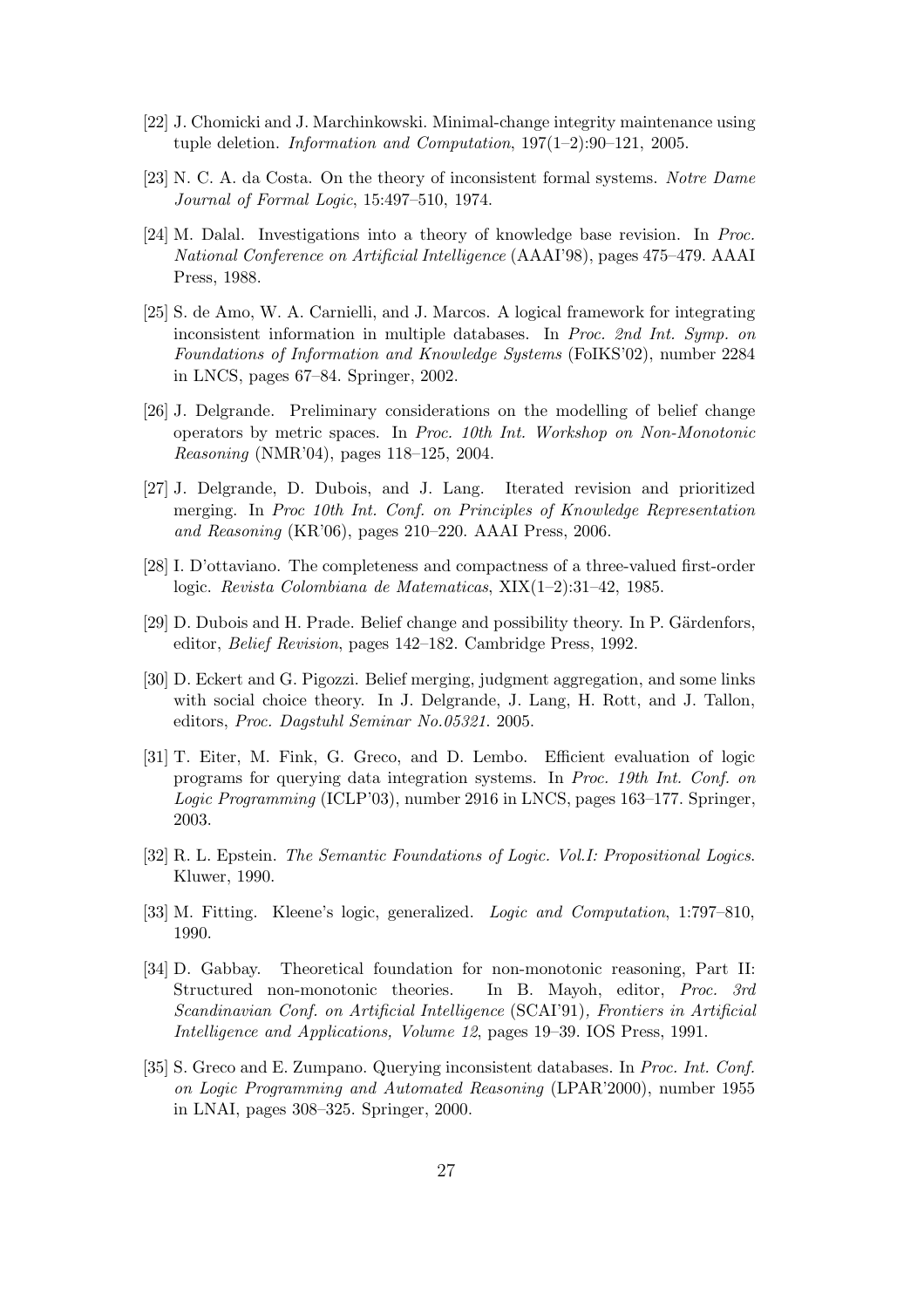[22] J. Chomicki and J. Marchinkowski. Minimal-change integrity maintenance using tuple deletion. *Information and Computation*, 197(1–2):90–121, 2005.

[23] N. C. A. da Costa. On the theory of inconsistent formal systems. *Notre Dame Journal of Formal Logic*, 15:497–510, 1974.

[24] M. Dalal. Investigations into a theory of knowledge base revision. In *Proc. National Conference on Artificial Intelligence* (AAAI'98), pages 475–479. AAAI Press, 1988.

[25] S. de Amo, W. A. Carnielli, and J. Marcos. A logical framework for integrating inconsistent information in multiple databases. In *Proc. 2nd Int. Symp. on Foundations of Information and Knowledge Systems* (FoIKS'02), number 2284 in LNCS, pages 67–84. Springer, 2002.

[26] J. Delgrande. Preliminary considerations on the modelling of belief change operators by metric spaces. In *Proc. 10th Int. Workshop on Non-Monotonic Reasoning* (NMR'04), pages 118–125, 2004.

[27] J. Delgrande, D. Dubois, and J. Lang. Iterated revision and prioritized merging. In *Proc 10th Int. Conf. on Principles of Knowledge Representation and Reasoning* (KR'06), pages 210–220. AAAI Press, 2006.

[28] I. D'ottaviano. The completeness and compactness of a three-valued first-order logic. *Revista Colombiana de Matematicas*, XIX(1–2):31–42, 1985.

[29] D. Dubois and H. Prade. Belief change and possibility theory. In P. Gärdenfors, editor, *Belief Revision*, pages 142–182. Cambridge Press, 1992.

[30] D. Eckert and G. Pigozzi. Belief merging, judgment aggregation, and some links with social choice theory. In J. Delgrande, J. Lang, H. Rott, and J. Tallon, editors, *Proc. Dagstuhl Seminar No.05321*. 2005.

[31] T. Eiter, M. Fink, G. Greco, and D. Lembo. Efficient evaluation of logic programs for querying data integration systems. In *Proc. 19th Int. Conf. on Logic Programming* (ICLP'03), number 2916 in LNCS, pages 163–177. Springer, 2003.

[32] R. L. Epstein. *The Semantic Foundations of Logic. Vol.I: Propositional Logics*. Kluwer, 1990.

[33] M. Fitting. Kleene's logic, generalized. *Logic and Computation*, 1:797–810, 1990.

[34] D. Gabbay. Theoretical foundation for non-monotonic reasoning, Part II: Structured non-monotonic theories. In B. Mayoh, editor, *Proc. 3rd Scandinavian Conf. on Artificial Intelligence* (SCAI'91)*, Frontiers in Artificial Intelligence and Applications, Volume 12*, pages 19–39. IOS Press, 1991.

[35] S. Greco and E. Zumpano. Querying inconsistent databases. In *Proc. Int. Conf. on Logic Programming and Automated Reasoning* (LPAR'2000), number 1955 in LNAI, pages 308–325. Springer, 2000.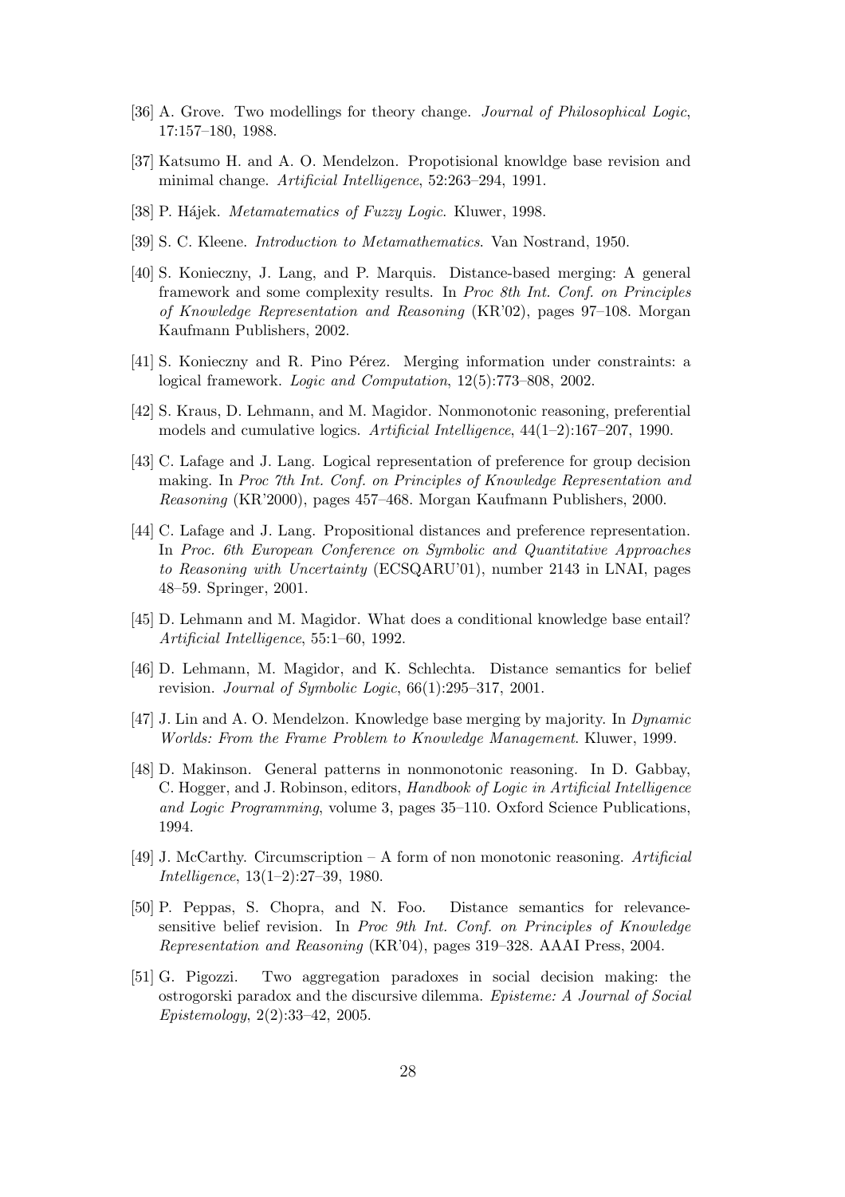- [36] A. Grove. Two modellings for theory change. *Journal of Philosophical Logic*, 17:157–180, 1988.
- [37] Katsumo H. and A. O. Mendelzon. Propotisional knowldge base revision and minimal change. *Artificial Intelligence*, 52:263–294, 1991.
- [38] P. Hájek. *Metamatematics of Fuzzy Logic*. Kluwer, 1998.
- [39] S. C. Kleene. *Introduction to Metamathematics*. Van Nostrand, 1950.
- [40] S. Konieczny, J. Lang, and P. Marquis. Distance-based merging: A general framework and some complexity results. In *Proc 8th Int. Conf. on Principles of Knowledge Representation and Reasoning* (KR'02), pages 97–108. Morgan Kaufmann Publishers, 2002.
- [41] S. Konieczny and R. Pino Pérez. Merging information under constraints: a logical framework. *Logic and Computation*, 12(5):773–808, 2002.
- [42] S. Kraus, D. Lehmann, and M. Magidor. Nonmonotonic reasoning, preferential models and cumulative logics. *Artificial Intelligence*, 44(1–2):167–207, 1990.
- [43] C. Lafage and J. Lang. Logical representation of preference for group decision making. In *Proc 7th Int. Conf. on Principles of Knowledge Representation and Reasoning* (KR'2000), pages 457–468. Morgan Kaufmann Publishers, 2000.
- [44] C. Lafage and J. Lang. Propositional distances and preference representation. In *Proc. 6th European Conference on Symbolic and Quantitative Approaches to Reasoning with Uncertainty* (ECSQARU'01), number 2143 in LNAI, pages 48–59. Springer, 2001.
- [45] D. Lehmann and M. Magidor. What does a conditional knowledge base entail? *Artificial Intelligence*, 55:1–60, 1992.
- [46] D. Lehmann, M. Magidor, and K. Schlechta. Distance semantics for belief revision. *Journal of Symbolic Logic*, 66(1):295–317, 2001.
- [47] J. Lin and A. O. Mendelzon. Knowledge base merging by majority. In *Dynamic Worlds: From the Frame Problem to Knowledge Management*. Kluwer, 1999.
- [48] D. Makinson. General patterns in nonmonotonic reasoning. In D. Gabbay, C. Hogger, and J. Robinson, editors, *Handbook of Logic in Artificial Intelligence and Logic Programming*, volume 3, pages 35–110. Oxford Science Publications, 1994.
- [49] J. McCarthy. Circumscription – A form of non monotonic reasoning. *Artificial Intelligence*, 13(1–2):27–39, 1980.
- [50] P. Peppas, S. Chopra, and N. Foo. Distance semantics for relevance-sensitive belief revision. In *Proc 9th Int. Conf. on Principles of Knowledge Representation and Reasoning* (KR'04), pages 319–328. AAAI Press, 2004.
- [51] G. Pigozzi. Two aggregation paradoxes in social decision making: the ostrogorski paradox and the discursive dilemma. *Episteme: A Journal of Social Epistemology*, 2(2):33–42, 2005.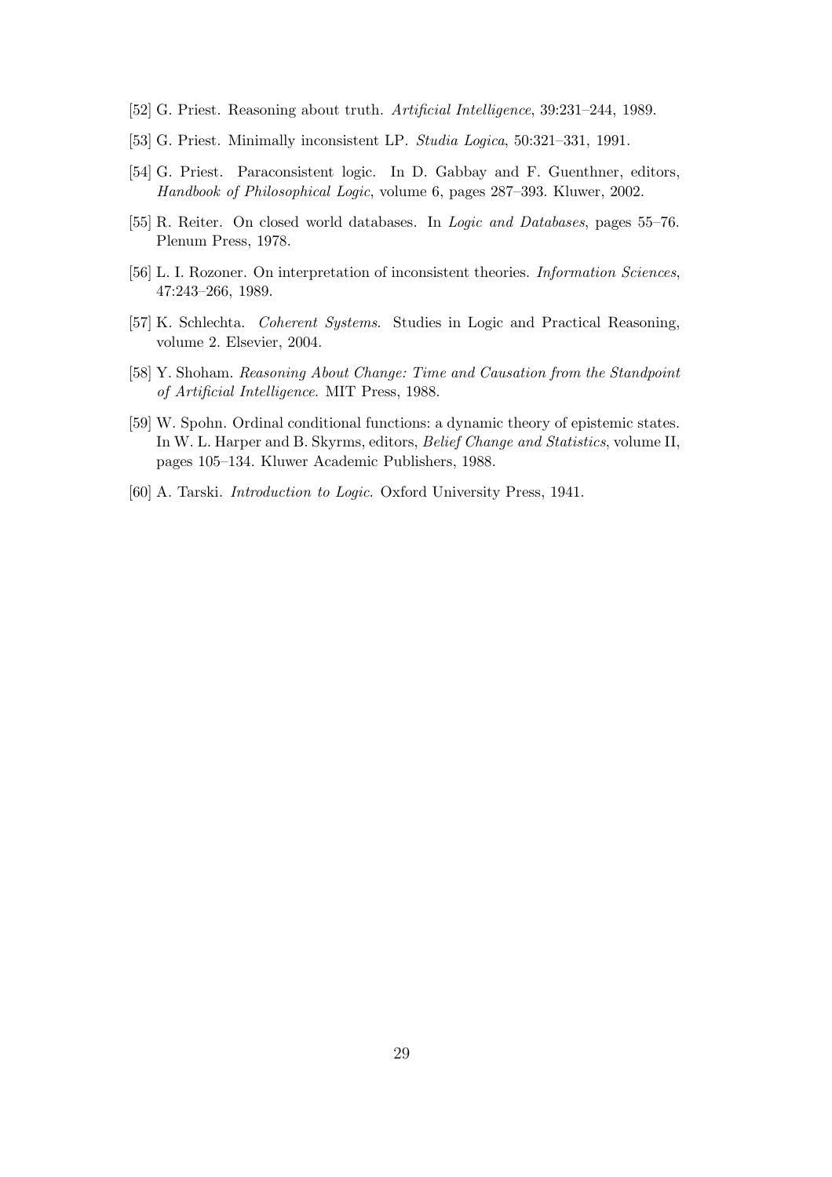[52] G. Priest. Reasoning about truth. *Artificial Intelligence*, 39:231–244, 1989.

[53] G. Priest. Minimally inconsistent LP. *Studia Logica*, 50:321–331, 1991.

[54] G. Priest. Paraconsistent logic. In D. Gabbay and F. Guenthner, editors, *Handbook of Philosophical Logic*, volume 6, pages 287–393. Kluwer, 2002.

[55] R. Reiter. On closed world databases. In *Logic and Databases*, pages 55–76. Plenum Press, 1978.

[56] L. I. Rozoner. On interpretation of inconsistent theories. *Information Sciences*, 47:243–266, 1989.

[57] K. Schlechta. *Coherent Systems*. Studies in Logic and Practical Reasoning, volume 2. Elsevier, 2004.

[58] Y. Shoham. *Reasoning About Change: Time and Causation from the Standpoint of Artificial Intelligence*. MIT Press, 1988.

[59] W. Spohn. Ordinal conditional functions: a dynamic theory of epistemic states. In W. L. Harper and B. Skyrms, editors, *Belief Change and Statistics*, volume II, pages 105–134. Kluwer Academic Publishers, 1988.

[60] A. Tarski. *Introduction to Logic*. Oxford University Press, 1941.